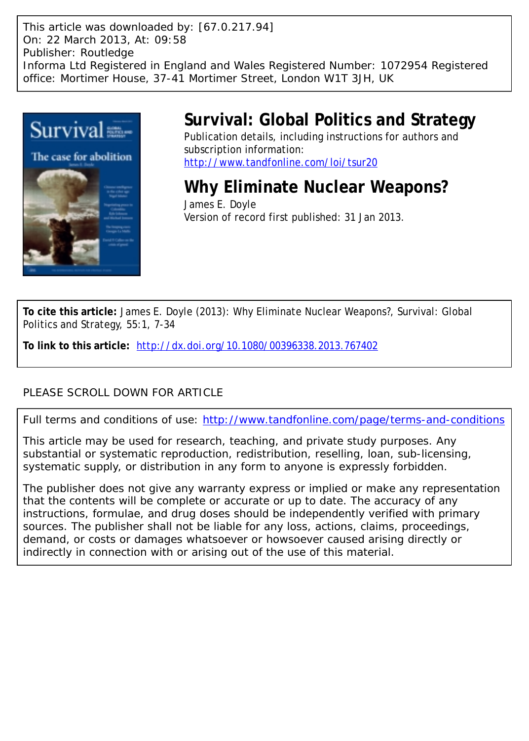This article was downloaded by: [67.0.217.94]
On: 22 March 2013, At: 09:58
Publisher: Routledge
Informa Ltd Registered in England and Wales Registered Number: 1072954 Registered office: Mortimer House, 37-41 Mortimer Street, London W1T 3JH, UK

# Survival: Global Politics and Strategy

Publication details, including instructions for authors and subscription information:
http://www.tandfonline.com/loi/tsur20

## Why Eliminate Nuclear Weapons?

James E. Doyle

Version of record first published: 31 Jan 2013.

**To cite this article:** James E. Doyle (2013): Why Eliminate Nuclear Weapons?, Survival: Global Politics and Strategy, 55:1, 7-34

**To link to this article:** http://dx.doi.org/10.1080/00396338.2013.767402

PLEASE SCROLL DOWN FOR ARTICLE

Full terms and conditions of use: http://www.tandfonline.com/page/terms-and-conditions

This article may be used for research, teaching, and private study purposes. Any substantial or systematic reproduction, redistribution, reselling, loan, sub-licensing, systematic supply, or distribution in any form to anyone is expressly forbidden.

The publisher does not give any warranty express or implied or make any representation that the contents will be complete or accurate or up to date. The accuracy of any instructions, formulae, and drug doses should be independently verified with primary sources. The publisher shall not be liable for any loss, actions, claims, proceedings, demand, or costs or damages whatsoever or howsoever caused arising directly or indirectly in connection with or arising out of the use of this material.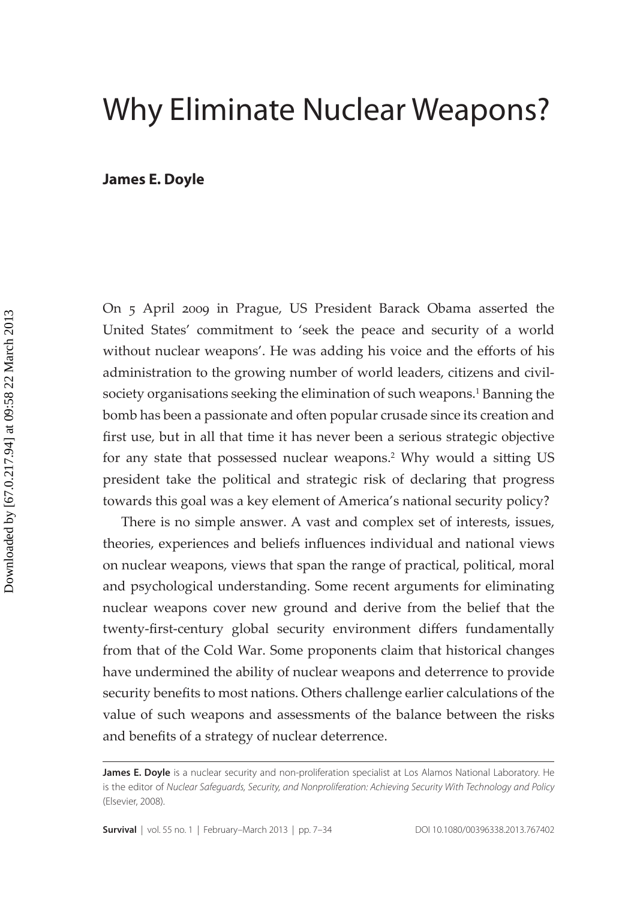# Why Eliminate Nuclear Weapons?

**James E. Doyle**

On 5 April 2009 in Prague, US President Barack Obama asserted the United States' commitment to 'seek the peace and security of a world without nuclear weapons'. He was adding his voice and the efforts of his administration to the growing number of world leaders, citizens and civil-society organisations seeking the elimination of such weapons.[1] Banning the bomb has been a passionate and often popular crusade since its creation and first use, but in all that time it has never been a serious strategic objective for any state that possessed nuclear weapons.[2] Why would a sitting US president take the political and strategic risk of declaring that progress towards this goal was a key element of America's national security policy?

There is no simple answer. A vast and complex set of interests, issues, theories, experiences and beliefs influences individual and national views on nuclear weapons, views that span the range of practical, political, moral and psychological understanding. Some recent arguments for eliminating nuclear weapons cover new ground and derive from the belief that the twenty-first-century global security environment differs fundamentally from that of the Cold War. Some proponents claim that historical changes have undermined the ability of nuclear weapons and deterrence to provide security benefits to most nations. Others challenge earlier calculations of the value of such weapons and assessments of the balance between the risks and benefits of a strategy of nuclear deterrence.

---

**James E. Doyle** is a nuclear security and non-proliferation specialist at Los Alamos National Laboratory. He is the editor of *Nuclear Safeguards, Security, and Nonproliferation: Achieving Security With Technology and Policy* (Elsevier, 2008).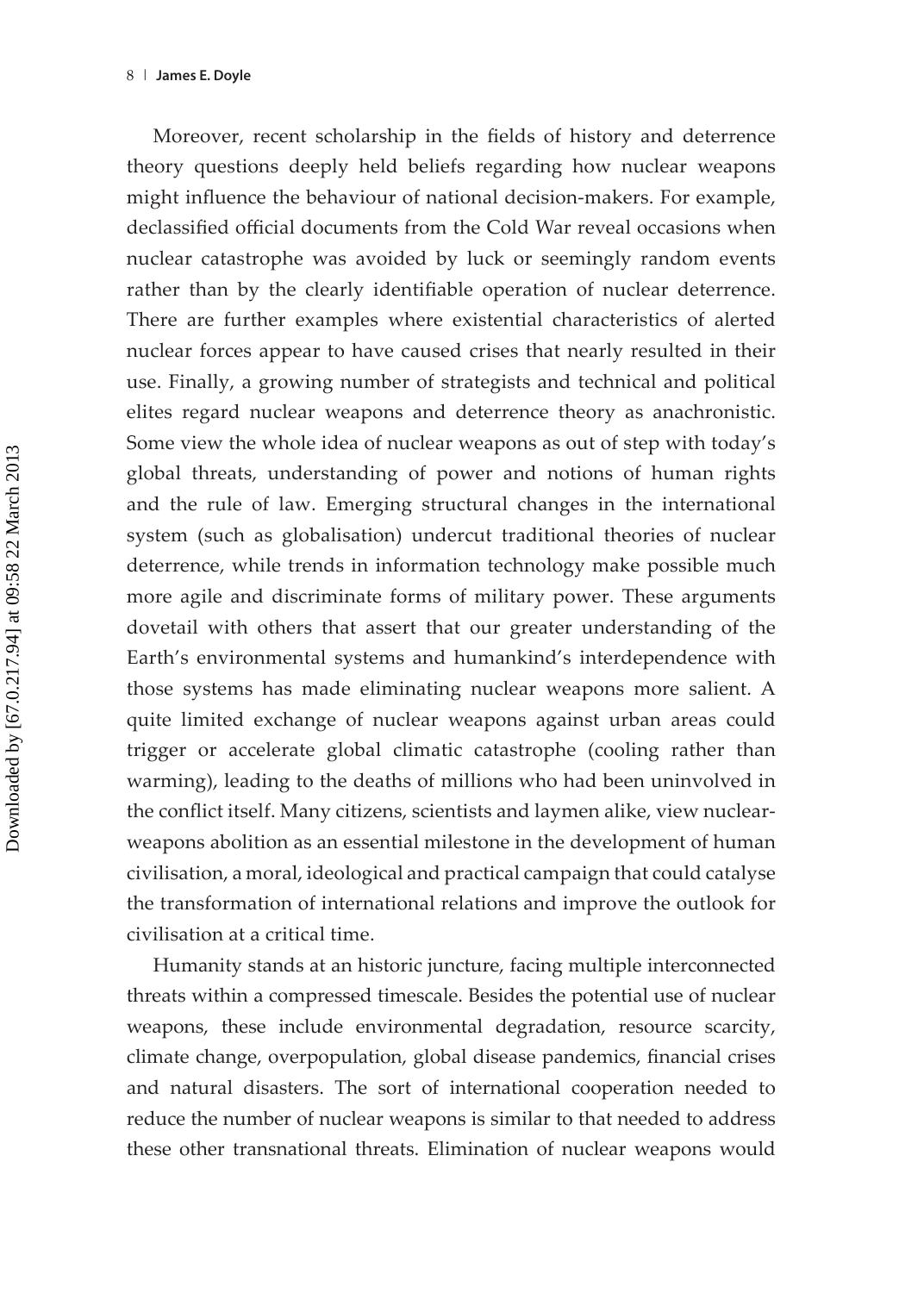Moreover, recent scholarship in the fields of history and deterrence theory questions deeply held beliefs regarding how nuclear weapons might influence the behaviour of national decision-makers. For example, declassified official documents from the Cold War reveal occasions when nuclear catastrophe was avoided by luck or seemingly random events rather than by the clearly identifiable operation of nuclear deterrence. There are further examples where existential characteristics of alerted nuclear forces appear to have caused crises that nearly resulted in their use. Finally, a growing number of strategists and technical and political elites regard nuclear weapons and deterrence theory as anachronistic. Some view the whole idea of nuclear weapons as out of step with today's global threats, understanding of power and notions of human rights and the rule of law. Emerging structural changes in the international system (such as globalisation) undercut traditional theories of nuclear deterrence, while trends in information technology make possible much more agile and discriminate forms of military power. These arguments dovetail with others that assert that our greater understanding of the Earth's environmental systems and humankind's interdependence with those systems has made eliminating nuclear weapons more salient. A quite limited exchange of nuclear weapons against urban areas could trigger or accelerate global climatic catastrophe (cooling rather than warming), leading to the deaths of millions who had been uninvolved in the conflict itself. Many citizens, scientists and laymen alike, view nuclear-weapons abolition as an essential milestone in the development of human civilisation, a moral, ideological and practical campaign that could catalyse the transformation of international relations and improve the outlook for civilisation at a critical time.

Humanity stands at an historic juncture, facing multiple interconnected threats within a compressed timescale. Besides the potential use of nuclear weapons, these include environmental degradation, resource scarcity, climate change, overpopulation, global disease pandemics, financial crises and natural disasters. The sort of international cooperation needed to reduce the number of nuclear weapons is similar to that needed to address these other transnational threats. Elimination of nuclear weapons would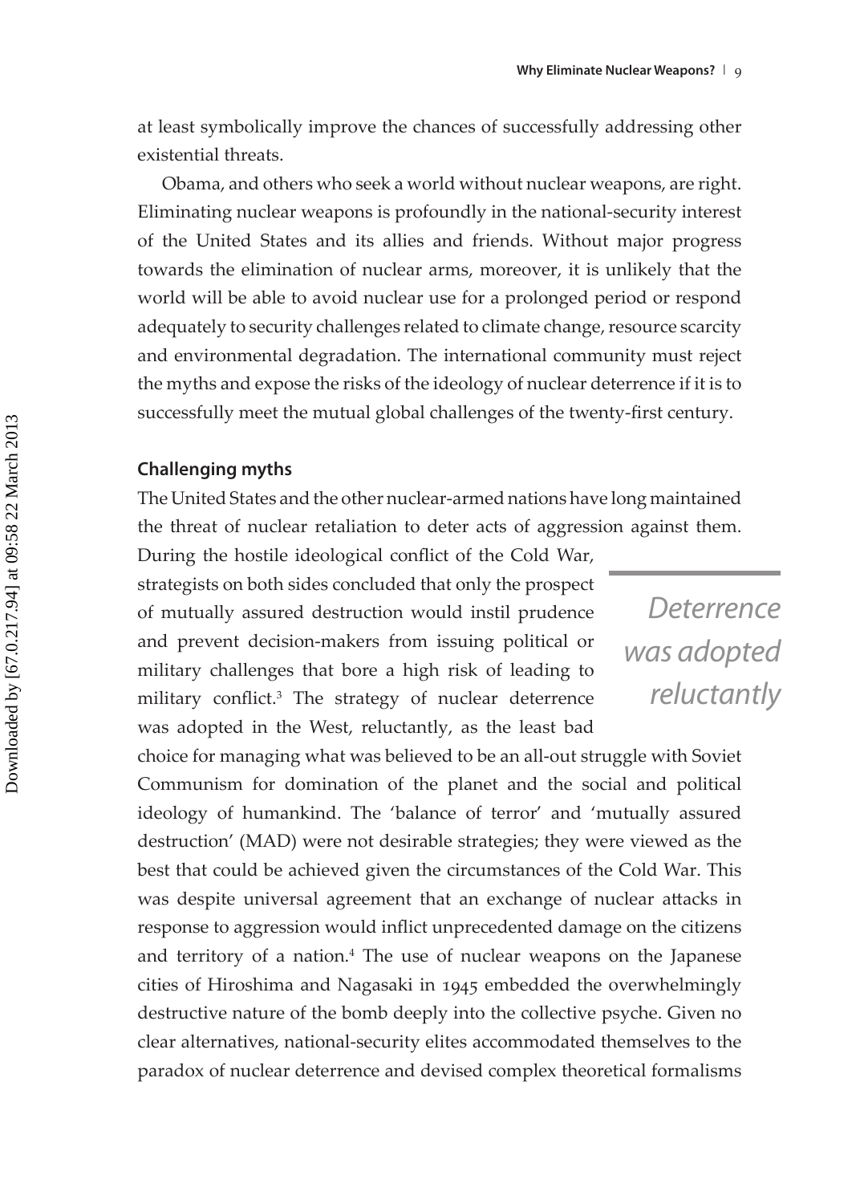at least symbolically improve the chances of successfully addressing other existential threats.

Obama, and others who seek a world without nuclear weapons, are right. Eliminating nuclear weapons is profoundly in the national-security interest of the United States and its allies and friends. Without major progress towards the elimination of nuclear arms, moreover, it is unlikely that the world will be able to avoid nuclear use for a prolonged period or respond adequately to security challenges related to climate change, resource scarcity and environmental degradation. The international community must reject the myths and expose the risks of the ideology of nuclear deterrence if it is to successfully meet the mutual global challenges of the twenty-first century.

## Challenging myths

The United States and the other nuclear-armed nations have long maintained the threat of nuclear retaliation to deter acts of aggression against them. During the hostile ideological conflict of the Cold War, strategists on both sides concluded that only the prospect of mutually assured destruction would instil prudence and prevent decision-makers from issuing political or military challenges that bore a high risk of leading to military conflict.[3] The strategy of nuclear deterrence was adopted in the West, reluctantly, as the least bad choice for managing what was believed to be an all-out struggle with Soviet Communism for domination of the planet and the social and political ideology of humankind. The 'balance of terror' and 'mutually assured destruction' (MAD) were not desirable strategies; they were viewed as the best that could be achieved given the circumstances of the Cold War. This was despite universal agreement that an exchange of nuclear attacks in response to aggression would inflict unprecedented damage on the citizens and territory of a nation.[4] The use of nuclear weapons on the Japanese cities of Hiroshima and Nagasaki in 1945 embedded the overwhelmingly destructive nature of the bomb deeply into the collective psyche. Given no clear alternatives, national-security elites accommodated themselves to the paradox of nuclear deterrence and devised complex theoretical formalisms

*Deterrence was adopted reluctantly*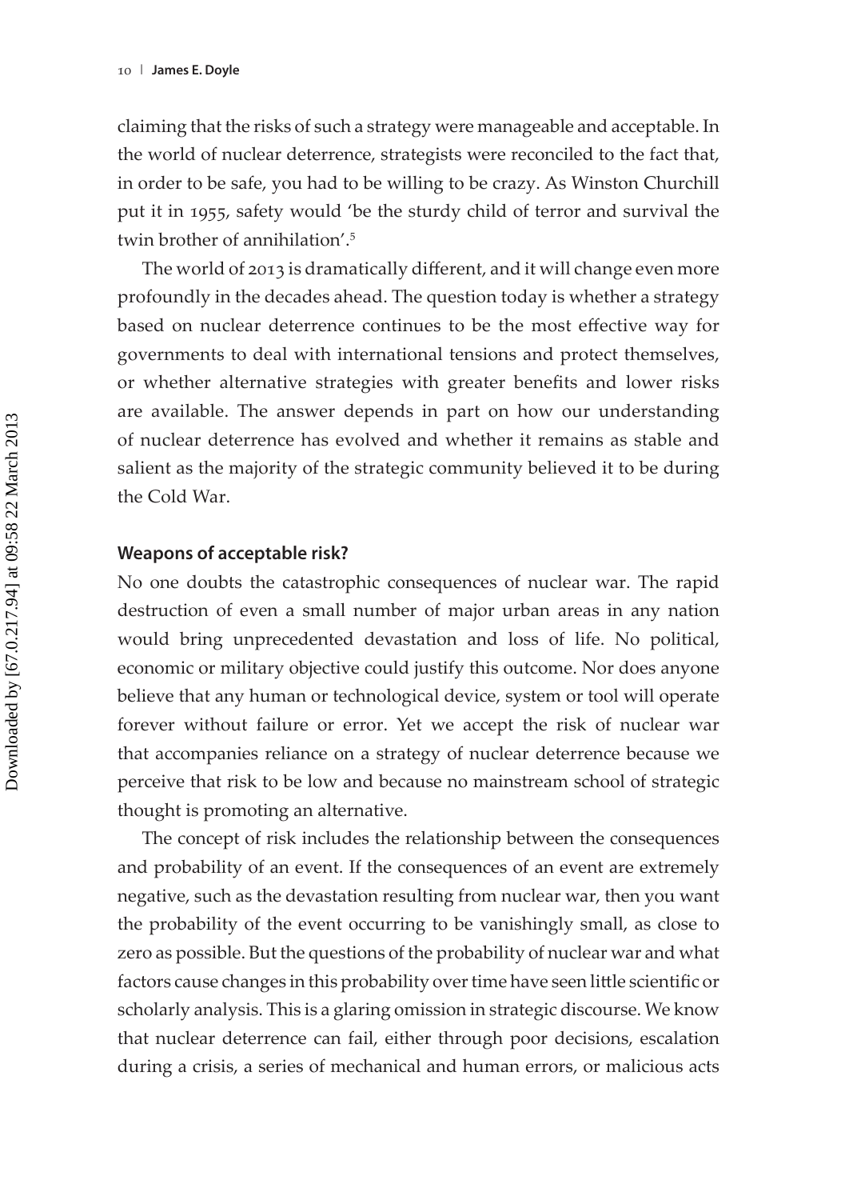claiming that the risks of such a strategy were manageable and acceptable. In the world of nuclear deterrence, strategists were reconciled to the fact that, in order to be safe, you had to be willing to be crazy. As Winston Churchill put it in 1955, safety would 'be the sturdy child of terror and survival the twin brother of annihilation'.[5]

The world of 2013 is dramatically different, and it will change even more profoundly in the decades ahead. The question today is whether a strategy based on nuclear deterrence continues to be the most effective way for governments to deal with international tensions and protect themselves, or whether alternative strategies with greater benefits and lower risks are available. The answer depends in part on how our understanding of nuclear deterrence has evolved and whether it remains as stable and salient as the majority of the strategic community believed it to be during the Cold War.

### Weapons of acceptable risk?

No one doubts the catastrophic consequences of nuclear war. The rapid destruction of even a small number of major urban areas in any nation would bring unprecedented devastation and loss of life. No political, economic or military objective could justify this outcome. Nor does anyone believe that any human or technological device, system or tool will operate forever without failure or error. Yet we accept the risk of nuclear war that accompanies reliance on a strategy of nuclear deterrence because we perceive that risk to be low and because no mainstream school of strategic thought is promoting an alternative.

The concept of risk includes the relationship between the consequences and probability of an event. If the consequences of an event are extremely negative, such as the devastation resulting from nuclear war, then you want the probability of the event occurring to be vanishingly small, as close to zero as possible. But the questions of the probability of nuclear war and what factors cause changes in this probability over time have seen little scientific or scholarly analysis. This is a glaring omission in strategic discourse. We know that nuclear deterrence can fail, either through poor decisions, escalation during a crisis, a series of mechanical and human errors, or malicious acts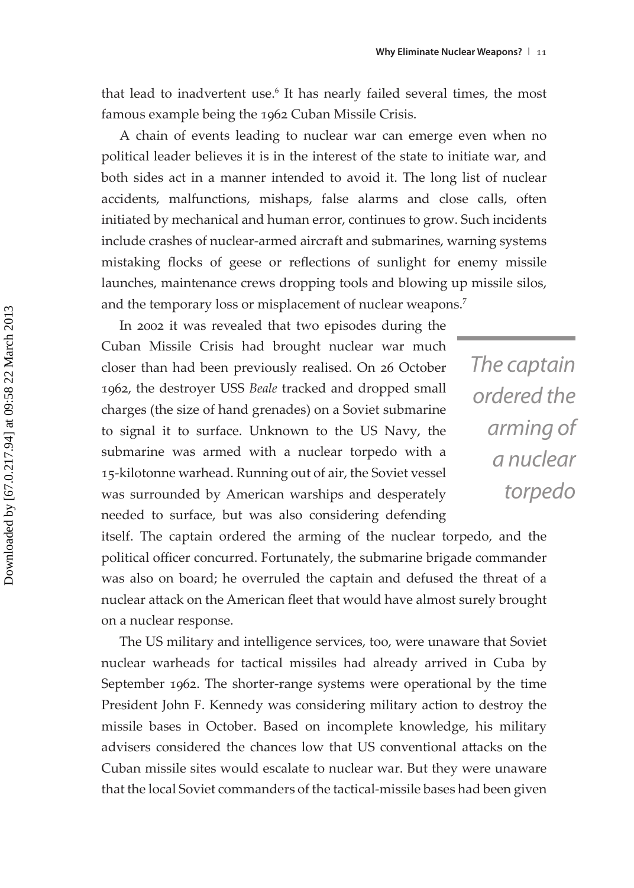that lead to inadvertent use.[6] It has nearly failed several times, the most famous example being the 1962 Cuban Missile Crisis.

A chain of events leading to nuclear war can emerge even when no political leader believes it is in the interest of the state to initiate war, and both sides act in a manner intended to avoid it. The long list of nuclear accidents, malfunctions, mishaps, false alarms and close calls, often initiated by mechanical and human error, continues to grow. Such incidents include crashes of nuclear-armed aircraft and submarines, warning systems mistaking flocks of geese or reflections of sunlight for enemy missile launches, maintenance crews dropping tools and blowing up missile silos, and the temporary loss or misplacement of nuclear weapons.[7]

In 2002 it was revealed that two episodes during the Cuban Missile Crisis had brought nuclear war much closer than had been previously realised. On 26 October 1962, the destroyer USS *Beale* tracked and dropped small charges (the size of hand grenades) on a Soviet submarine to signal it to surface. Unknown to the US Navy, the submarine was armed with a nuclear torpedo with a 15-kilotonne warhead. Running out of air, the Soviet vessel was surrounded by American warships and desperately needed to surface, but was also considering defending itself. The captain ordered the arming of the nuclear torpedo, and the political officer concurred. Fortunately, the submarine brigade commander was also on board; he overruled the captain and defused the threat of a nuclear attack on the American fleet that would have almost surely brought on a nuclear response.

*The captain ordered the arming of a nuclear torpedo*

The US military and intelligence services, too, were unaware that Soviet nuclear warheads for tactical missiles had already arrived in Cuba by September 1962. The shorter-range systems were operational by the time President John F. Kennedy was considering military action to destroy the missile bases in October. Based on incomplete knowledge, his military advisers considered the chances low that US conventional attacks on the Cuban missile sites would escalate to nuclear war. But they were unaware that the local Soviet commanders of the tactical-missile bases had been given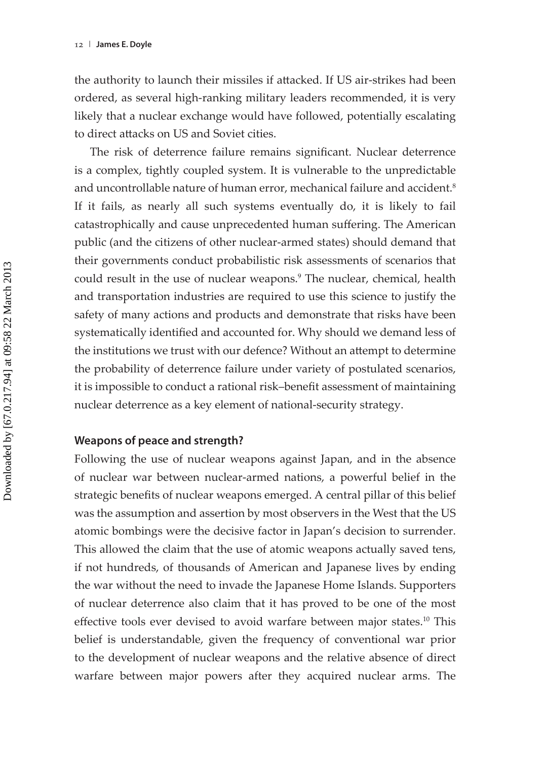the authority to launch their missiles if attacked. If US air-strikes had been ordered, as several high-ranking military leaders recommended, it is very likely that a nuclear exchange would have followed, potentially escalating to direct attacks on US and Soviet cities.

The risk of deterrence failure remains significant. Nuclear deterrence is a complex, tightly coupled system. It is vulnerable to the unpredictable and uncontrollable nature of human error, mechanical failure and accident.[8] If it fails, as nearly all such systems eventually do, it is likely to fail catastrophically and cause unprecedented human suffering. The American public (and the citizens of other nuclear-armed states) should demand that their governments conduct probabilistic risk assessments of scenarios that could result in the use of nuclear weapons.[9] The nuclear, chemical, health and transportation industries are required to use this science to justify the safety of many actions and products and demonstrate that risks have been systematically identified and accounted for. Why should we demand less of the institutions we trust with our defence? Without an attempt to determine the probability of deterrence failure under variety of postulated scenarios, it is impossible to conduct a rational risk–benefit assessment of maintaining nuclear deterrence as a key element of national-security strategy.

## Weapons of peace and strength?

Following the use of nuclear weapons against Japan, and in the absence of nuclear war between nuclear-armed nations, a powerful belief in the strategic benefits of nuclear weapons emerged. A central pillar of this belief was the assumption and assertion by most observers in the West that the US atomic bombings were the decisive factor in Japan's decision to surrender. This allowed the claim that the use of atomic weapons actually saved tens, if not hundreds, of thousands of American and Japanese lives by ending the war without the need to invade the Japanese Home Islands. Supporters of nuclear deterrence also claim that it has proved to be one of the most effective tools ever devised to avoid warfare between major states.[10] This belief is understandable, given the frequency of conventional war prior to the development of nuclear weapons and the relative absence of direct warfare between major powers after they acquired nuclear arms. The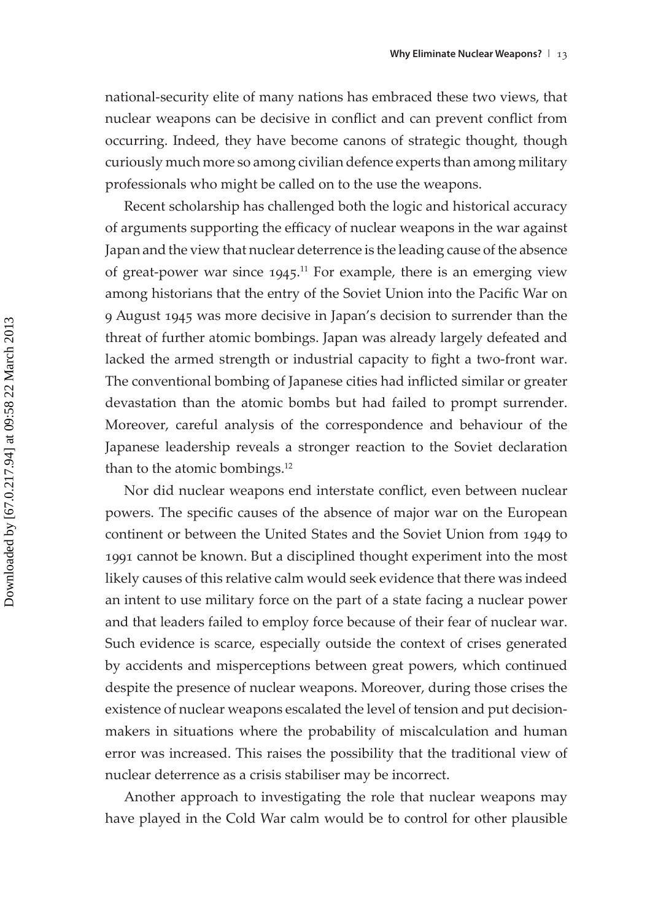national-security elite of many nations has embraced these two views, that nuclear weapons can be decisive in conflict and can prevent conflict from occurring. Indeed, they have become canons of strategic thought, though curiously much more so among civilian defence experts than among military professionals who might be called on to the use the weapons.

Recent scholarship has challenged both the logic and historical accuracy of arguments supporting the efficacy of nuclear weapons in the war against Japan and the view that nuclear deterrence is the leading cause of the absence of great-power war since 1945.[11] For example, there is an emerging view among historians that the entry of the Soviet Union into the Pacific War on 9 August 1945 was more decisive in Japan's decision to surrender than the threat of further atomic bombings. Japan was already largely defeated and lacked the armed strength or industrial capacity to fight a two-front war. The conventional bombing of Japanese cities had inflicted similar or greater devastation than the atomic bombs but had failed to prompt surrender. Moreover, careful analysis of the correspondence and behaviour of the Japanese leadership reveals a stronger reaction to the Soviet declaration than to the atomic bombings.[12]

Nor did nuclear weapons end interstate conflict, even between nuclear powers. The specific causes of the absence of major war on the European continent or between the United States and the Soviet Union from 1949 to 1991 cannot be known. But a disciplined thought experiment into the most likely causes of this relative calm would seek evidence that there was indeed an intent to use military force on the part of a state facing a nuclear power and that leaders failed to employ force because of their fear of nuclear war. Such evidence is scarce, especially outside the context of crises generated by accidents and misperceptions between great powers, which continued despite the presence of nuclear weapons. Moreover, during those crises the existence of nuclear weapons escalated the level of tension and put decision-makers in situations where the probability of miscalculation and human error was increased. This raises the possibility that the traditional view of nuclear deterrence as a crisis stabiliser may be incorrect.

Another approach to investigating the role that nuclear weapons may have played in the Cold War calm would be to control for other plausible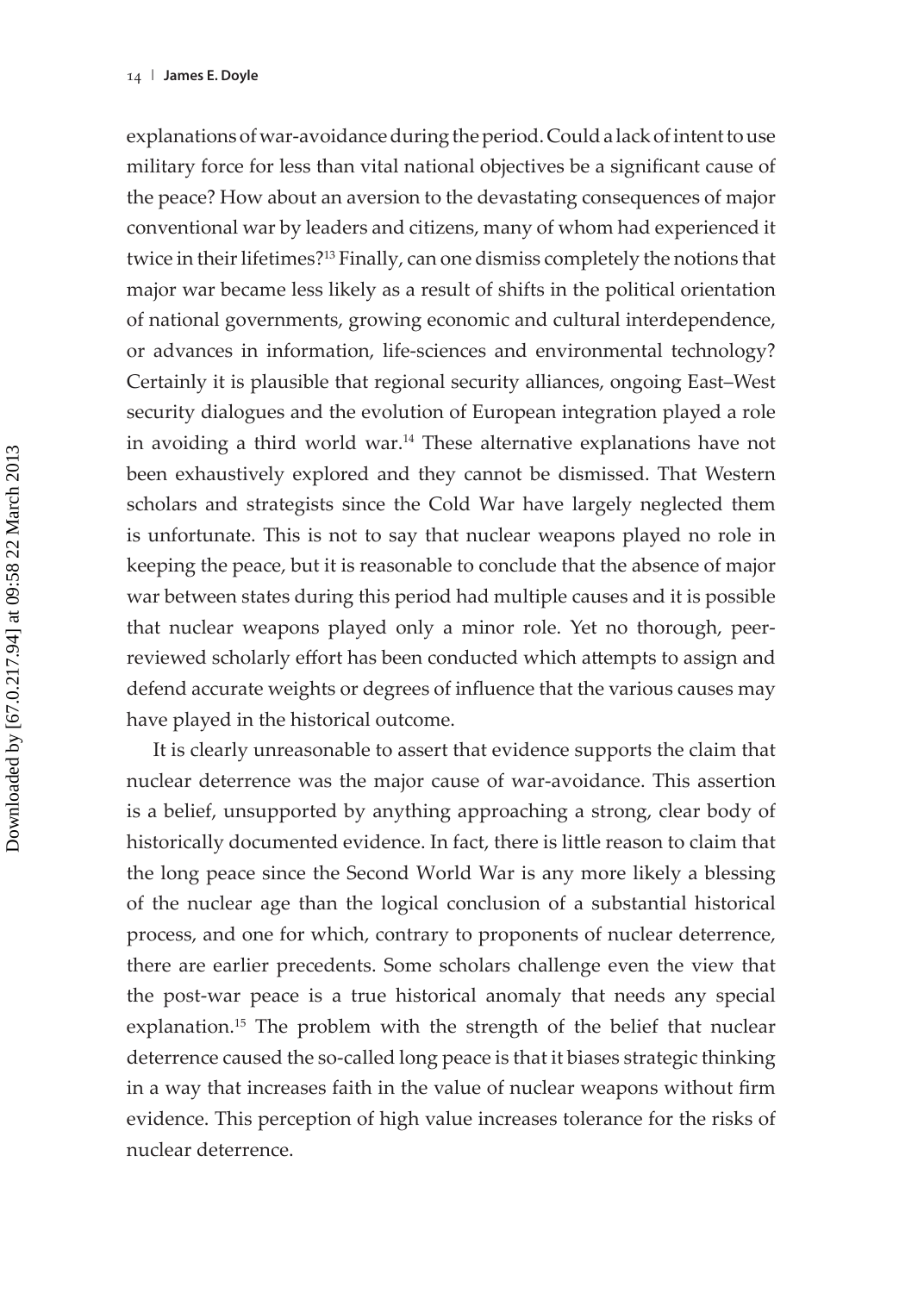explanations of war-avoidance during the period. Could a lack of intent to use military force for less than vital national objectives be a significant cause of the peace? How about an aversion to the devastating consequences of major conventional war by leaders and citizens, many of whom had experienced it twice in their lifetimes?[13] Finally, can one dismiss completely the notions that major war became less likely as a result of shifts in the political orientation of national governments, growing economic and cultural interdependence, or advances in information, life-sciences and environmental technology? Certainly it is plausible that regional security alliances, ongoing East–West security dialogues and the evolution of European integration played a role in avoiding a third world war.[14] These alternative explanations have not been exhaustively explored and they cannot be dismissed. That Western scholars and strategists since the Cold War have largely neglected them is unfortunate. This is not to say that nuclear weapons played no role in keeping the peace, but it is reasonable to conclude that the absence of major war between states during this period had multiple causes and it is possible that nuclear weapons played only a minor role. Yet no thorough, peer-reviewed scholarly effort has been conducted which attempts to assign and defend accurate weights or degrees of influence that the various causes may have played in the historical outcome.

It is clearly unreasonable to assert that evidence supports the claim that nuclear deterrence was the major cause of war-avoidance. This assertion is a belief, unsupported by anything approaching a strong, clear body of historically documented evidence. In fact, there is little reason to claim that the long peace since the Second World War is any more likely a blessing of the nuclear age than the logical conclusion of a substantial historical process, and one for which, contrary to proponents of nuclear deterrence, there are earlier precedents. Some scholars challenge even the view that the post-war peace is a true historical anomaly that needs any special explanation.[15] The problem with the strength of the belief that nuclear deterrence caused the so-called long peace is that it biases strategic thinking in a way that increases faith in the value of nuclear weapons without firm evidence. This perception of high value increases tolerance for the risks of nuclear deterrence.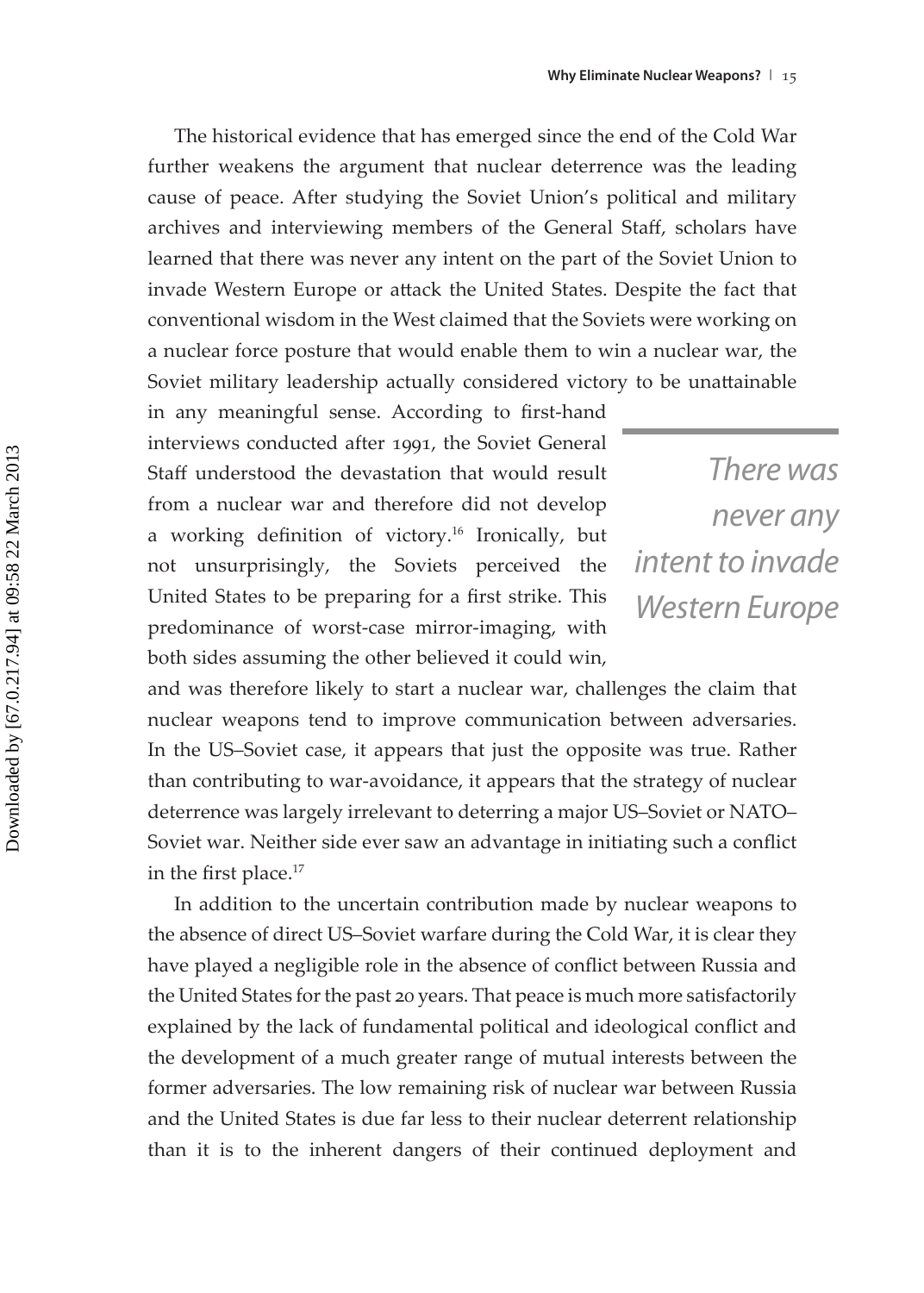The historical evidence that has emerged since the end of the Cold War further weakens the argument that nuclear deterrence was the leading cause of peace. After studying the Soviet Union's political and military archives and interviewing members of the General Staff, scholars have learned that there was never any intent on the part of the Soviet Union to invade Western Europe or attack the United States. Despite the fact that conventional wisdom in the West claimed that the Soviets were working on a nuclear force posture that would enable them to win a nuclear war, the Soviet military leadership actually considered victory to be unattainable in any meaningful sense. According to first-hand interviews conducted after 1991, the Soviet General Staff understood the devastation that would result from a nuclear war and therefore did not develop a working definition of victory.[16] Ironically, but not unsurprisingly, the Soviets perceived the United States to be preparing for a first strike. This predominance of worst-case mirror-imaging, with both sides assuming the other believed it could win, and was therefore likely to start a nuclear war, challenges the claim that nuclear weapons tend to improve communication between adversaries. In the US–Soviet case, it appears that just the opposite was true. Rather than contributing to war-avoidance, it appears that the strategy of nuclear deterrence was largely irrelevant to deterring a major US–Soviet or NATO–Soviet war. Neither side ever saw an advantage in initiating such a conflict in the first place.[17]

*There was never any intent to invade Western Europe*

In addition to the uncertain contribution made by nuclear weapons to the absence of direct US–Soviet warfare during the Cold War, it is clear they have played a negligible role in the absence of conflict between Russia and the United States for the past 20 years. That peace is much more satisfactorily explained by the lack of fundamental political and ideological conflict and the development of a much greater range of mutual interests between the former adversaries. The low remaining risk of nuclear war between Russia and the United States is due far less to their nuclear deterrent relationship than it is to the inherent dangers of their continued deployment and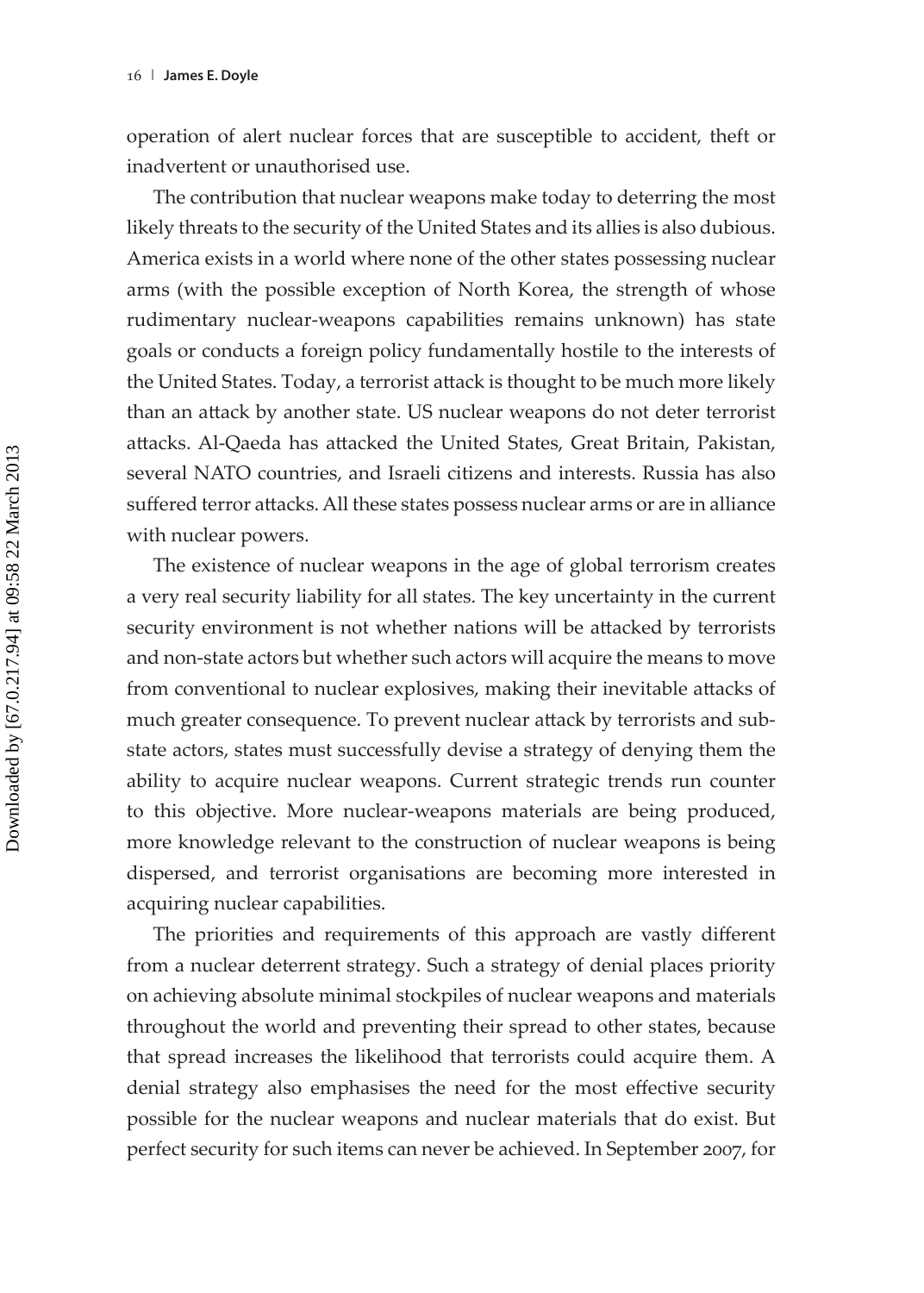operation of alert nuclear forces that are susceptible to accident, theft or inadvertent or unauthorised use.

The contribution that nuclear weapons make today to deterring the most likely threats to the security of the United States and its allies is also dubious. America exists in a world where none of the other states possessing nuclear arms (with the possible exception of North Korea, the strength of whose rudimentary nuclear-weapons capabilities remains unknown) has state goals or conducts a foreign policy fundamentally hostile to the interests of the United States. Today, a terrorist attack is thought to be much more likely than an attack by another state. US nuclear weapons do not deter terrorist attacks. Al-Qaeda has attacked the United States, Great Britain, Pakistan, several NATO countries, and Israeli citizens and interests. Russia has also suffered terror attacks. All these states possess nuclear arms or are in alliance with nuclear powers.

The existence of nuclear weapons in the age of global terrorism creates a very real security liability for all states. The key uncertainty in the current security environment is not whether nations will be attacked by terrorists and non-state actors but whether such actors will acquire the means to move from conventional to nuclear explosives, making their inevitable attacks of much greater consequence. To prevent nuclear attack by terrorists and sub-state actors, states must successfully devise a strategy of denying them the ability to acquire nuclear weapons. Current strategic trends run counter to this objective. More nuclear-weapons materials are being produced, more knowledge relevant to the construction of nuclear weapons is being dispersed, and terrorist organisations are becoming more interested in acquiring nuclear capabilities.

The priorities and requirements of this approach are vastly different from a nuclear deterrent strategy. Such a strategy of denial places priority on achieving absolute minimal stockpiles of nuclear weapons and materials throughout the world and preventing their spread to other states, because that spread increases the likelihood that terrorists could acquire them. A denial strategy also emphasises the need for the most effective security possible for the nuclear weapons and nuclear materials that do exist. But perfect security for such items can never be achieved. In September 2007, for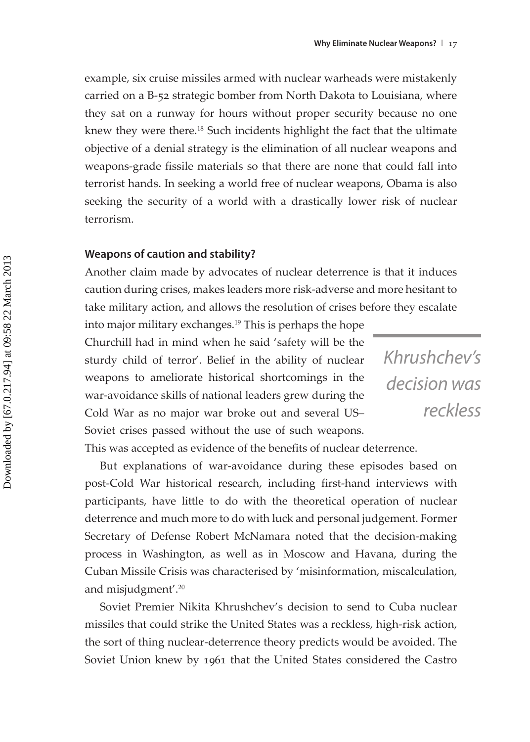example, six cruise missiles armed with nuclear warheads were mistakenly carried on a B-52 strategic bomber from North Dakota to Louisiana, where they sat on a runway for hours without proper security because no one knew they were there.[18] Such incidents highlight the fact that the ultimate objective of a denial strategy is the elimination of all nuclear weapons and weapons-grade fissile materials so that there are none that could fall into terrorist hands. In seeking a world free of nuclear weapons, Obama is also seeking the security of a world with a drastically lower risk of nuclear terrorism.

### Weapons of caution and stability?

Another claim made by advocates of nuclear deterrence is that it induces caution during crises, makes leaders more risk-adverse and more hesitant to take military action, and allows the resolution of crises before they escalate into major military exchanges.[19] This is perhaps the hope Churchill had in mind when he said 'safety will be the sturdy child of terror'. Belief in the ability of nuclear weapons to ameliorate historical shortcomings in the war-avoidance skills of national leaders grew during the Cold War as no major war broke out and several US–Soviet crises passed without the use of such weapons. This was accepted as evidence of the benefits of nuclear deterrence.

*Khrushchev's decision was reckless*

But explanations of war-avoidance during these episodes based on post-Cold War historical research, including first-hand interviews with participants, have little to do with the theoretical operation of nuclear deterrence and much more to do with luck and personal judgement. Former Secretary of Defense Robert McNamara noted that the decision-making process in Washington, as well as in Moscow and Havana, during the Cuban Missile Crisis was characterised by 'misinformation, miscalculation, and misjudgment'.[20]

Soviet Premier Nikita Khrushchev's decision to send to Cuba nuclear missiles that could strike the United States was a reckless, high-risk action, the sort of thing nuclear-deterrence theory predicts would be avoided. The Soviet Union knew by 1961 that the United States considered the Castro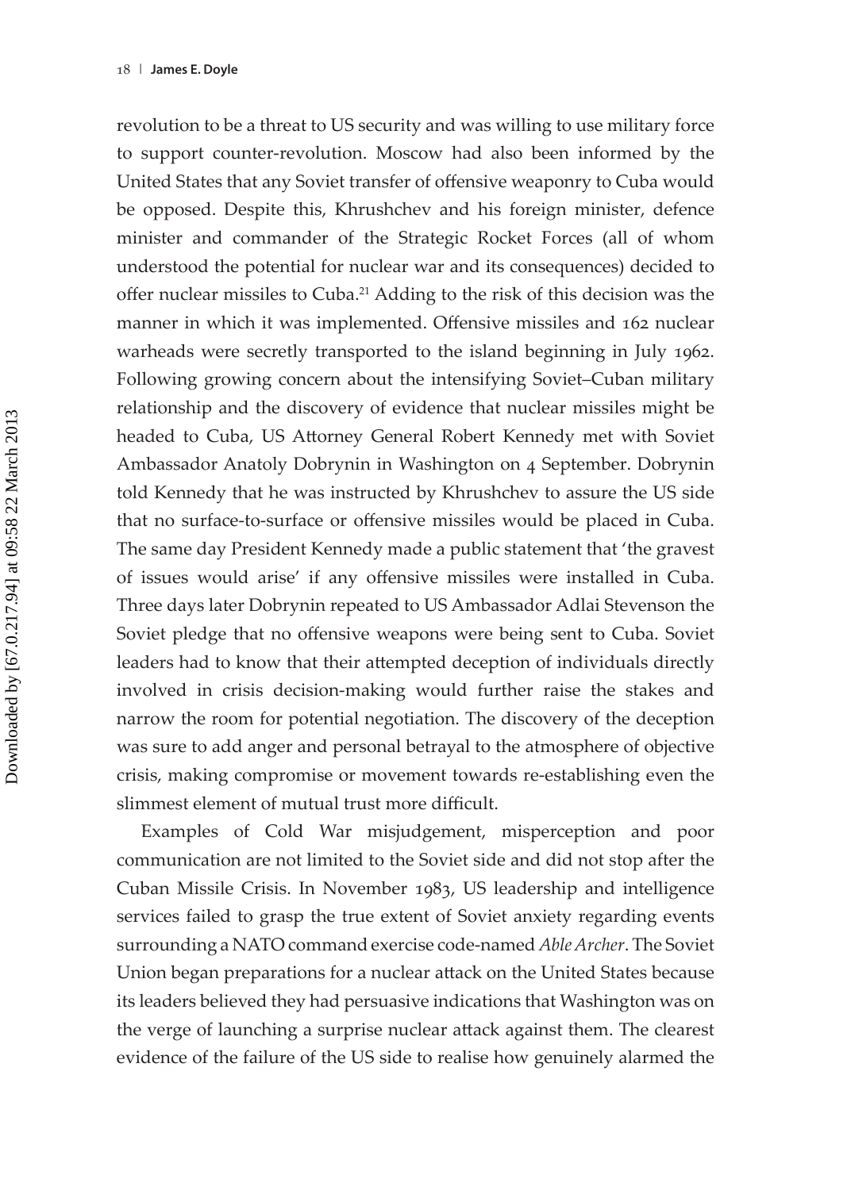revolution to be a threat to US security and was willing to use military force to support counter-revolution. Moscow had also been informed by the United States that any Soviet transfer of offensive weaponry to Cuba would be opposed. Despite this, Khrushchev and his foreign minister, defence minister and commander of the Strategic Rocket Forces (all of whom understood the potential for nuclear war and its consequences) decided to offer nuclear missiles to Cuba.[21] Adding to the risk of this decision was the manner in which it was implemented. Offensive missiles and 162 nuclear warheads were secretly transported to the island beginning in July 1962. Following growing concern about the intensifying Soviet–Cuban military relationship and the discovery of evidence that nuclear missiles might be headed to Cuba, US Attorney General Robert Kennedy met with Soviet Ambassador Anatoly Dobrynin in Washington on 4 September. Dobrynin told Kennedy that he was instructed by Khrushchev to assure the US side that no surface-to-surface or offensive missiles would be placed in Cuba. The same day President Kennedy made a public statement that 'the gravest of issues would arise' if any offensive missiles were installed in Cuba. Three days later Dobrynin repeated to US Ambassador Adlai Stevenson the Soviet pledge that no offensive weapons were being sent to Cuba. Soviet leaders had to know that their attempted deception of individuals directly involved in crisis decision-making would further raise the stakes and narrow the room for potential negotiation. The discovery of the deception was sure to add anger and personal betrayal to the atmosphere of objective crisis, making compromise or movement towards re-establishing even the slimmest element of mutual trust more difficult.

Examples of Cold War misjudgement, misperception and poor communication are not limited to the Soviet side and did not stop after the Cuban Missile Crisis. In November 1983, US leadership and intelligence services failed to grasp the true extent of Soviet anxiety regarding events surrounding a NATO command exercise code-named *Able Archer*. The Soviet Union began preparations for a nuclear attack on the United States because its leaders believed they had persuasive indications that Washington was on the verge of launching a surprise nuclear attack against them. The clearest evidence of the failure of the US side to realise how genuinely alarmed the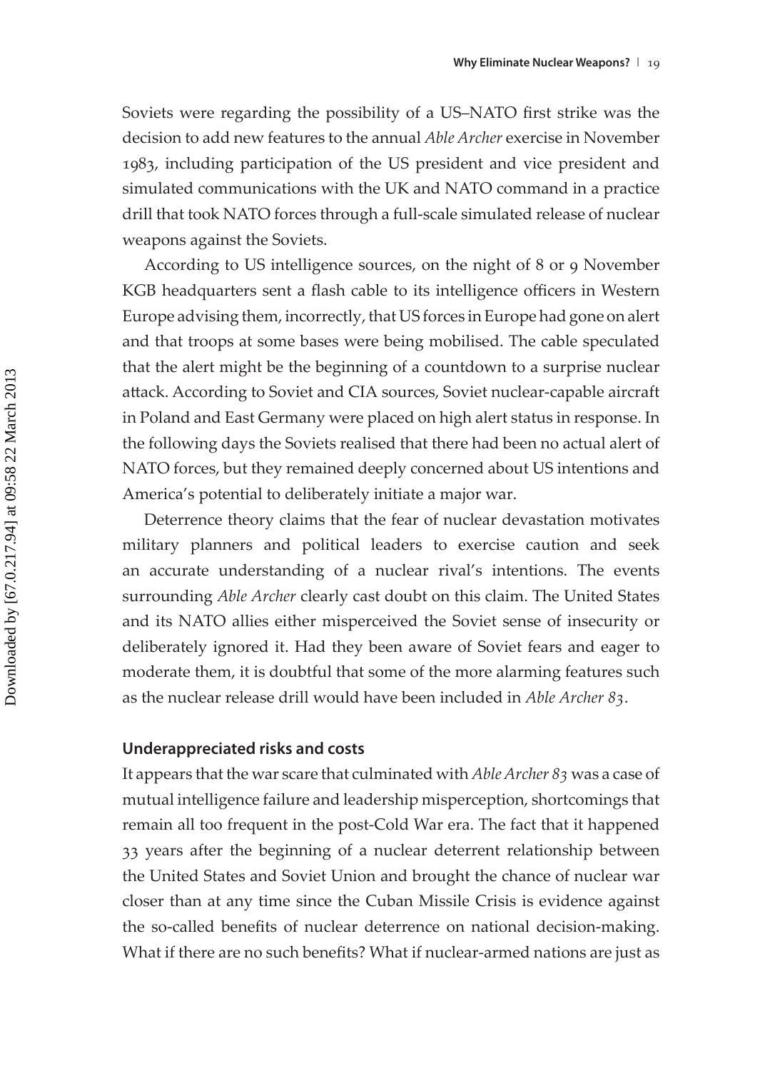Soviets were regarding the possibility of a US–NATO first strike was the decision to add new features to the annual *Able Archer* exercise in November 1983, including participation of the US president and vice president and simulated communications with the UK and NATO command in a practice drill that took NATO forces through a full-scale simulated release of nuclear weapons against the Soviets.

According to US intelligence sources, on the night of 8 or 9 November KGB headquarters sent a flash cable to its intelligence officers in Western Europe advising them, incorrectly, that US forces in Europe had gone on alert and that troops at some bases were being mobilised. The cable speculated that the alert might be the beginning of a countdown to a surprise nuclear attack. According to Soviet and CIA sources, Soviet nuclear-capable aircraft in Poland and East Germany were placed on high alert status in response. In the following days the Soviets realised that there had been no actual alert of NATO forces, but they remained deeply concerned about US intentions and America's potential to deliberately initiate a major war.

Deterrence theory claims that the fear of nuclear devastation motivates military planners and political leaders to exercise caution and seek an accurate understanding of a nuclear rival's intentions. The events surrounding *Able Archer* clearly cast doubt on this claim. The United States and its NATO allies either misperceived the Soviet sense of insecurity or deliberately ignored it. Had they been aware of Soviet fears and eager to moderate them, it is doubtful that some of the more alarming features such as the nuclear release drill would have been included in *Able Archer 83*.

### Underappreciated risks and costs

It appears that the war scare that culminated with *Able Archer 83* was a case of mutual intelligence failure and leadership misperception, shortcomings that remain all too frequent in the post-Cold War era. The fact that it happened 33 years after the beginning of a nuclear deterrent relationship between the United States and Soviet Union and brought the chance of nuclear war closer than at any time since the Cuban Missile Crisis is evidence against the so-called benefits of nuclear deterrence on national decision-making. What if there are no such benefits? What if nuclear-armed nations are just as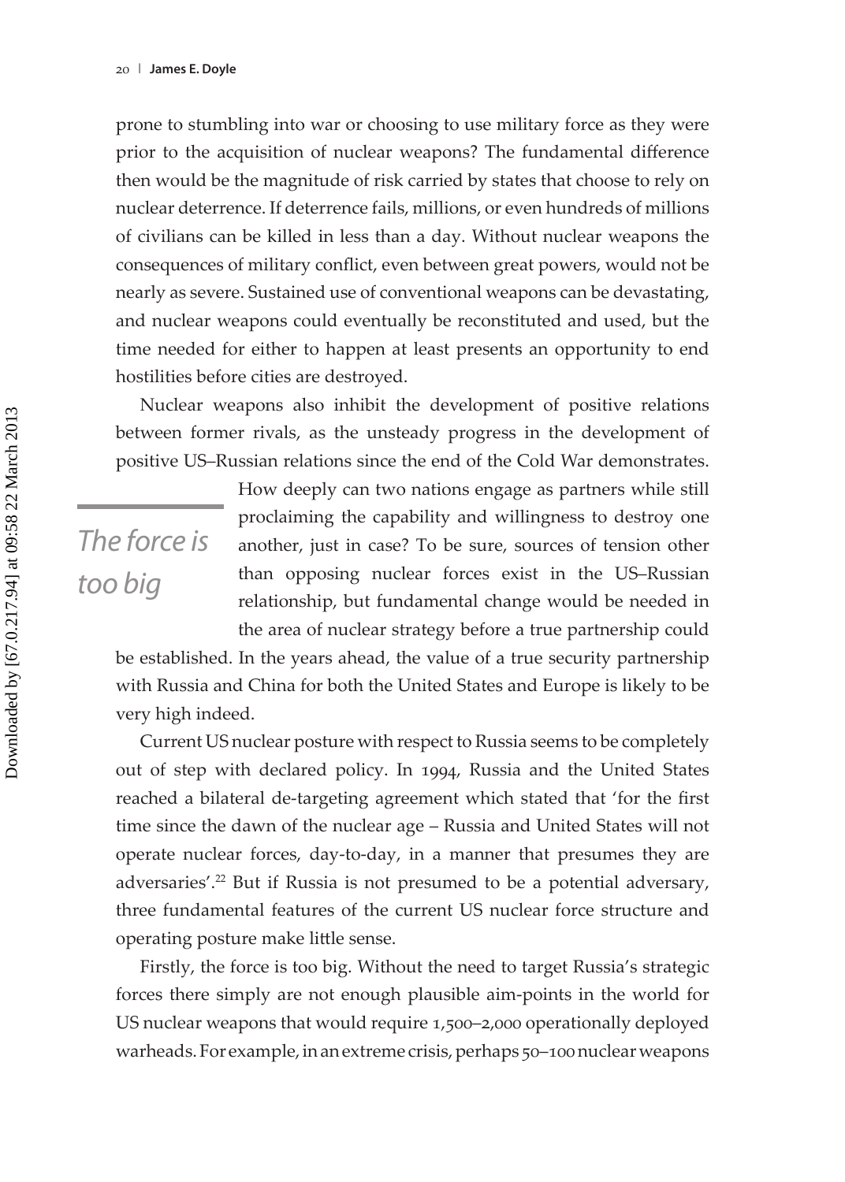prone to stumbling into war or choosing to use military force as they were prior to the acquisition of nuclear weapons? The fundamental difference then would be the magnitude of risk carried by states that choose to rely on nuclear deterrence. If deterrence fails, millions, or even hundreds of millions of civilians can be killed in less than a day. Without nuclear weapons the consequences of military conflict, even between great powers, would not be nearly as severe. Sustained use of conventional weapons can be devastating, and nuclear weapons could eventually be reconstituted and used, but the time needed for either to happen at least presents an opportunity to end hostilities before cities are destroyed.

Nuclear weapons also inhibit the development of positive relations between former rivals, as the unsteady progress in the development of positive US–Russian relations since the end of the Cold War demonstrates. How deeply can two nations engage as partners while still proclaiming the capability and willingness to destroy one another, just in case? To be sure, sources of tension other than opposing nuclear forces exist in the US–Russian relationship, but fundamental change would be needed in the area of nuclear strategy before a true partnership could be established. In the years ahead, the value of a true security partnership with Russia and China for both the United States and Europe is likely to be very high indeed.

*The force is too big*

Current US nuclear posture with respect to Russia seems to be completely out of step with declared policy. In 1994, Russia and the United States reached a bilateral de-targeting agreement which stated that 'for the first time since the dawn of the nuclear age – Russia and United States will not operate nuclear forces, day-to-day, in a manner that presumes they are adversaries'.[22] But if Russia is not presumed to be a potential adversary, three fundamental features of the current US nuclear force structure and operating posture make little sense.

Firstly, the force is too big. Without the need to target Russia's strategic forces there simply are not enough plausible aim-points in the world for US nuclear weapons that would require 1,500–2,000 operationally deployed warheads. For example, in an extreme crisis, perhaps 50–100 nuclear weapons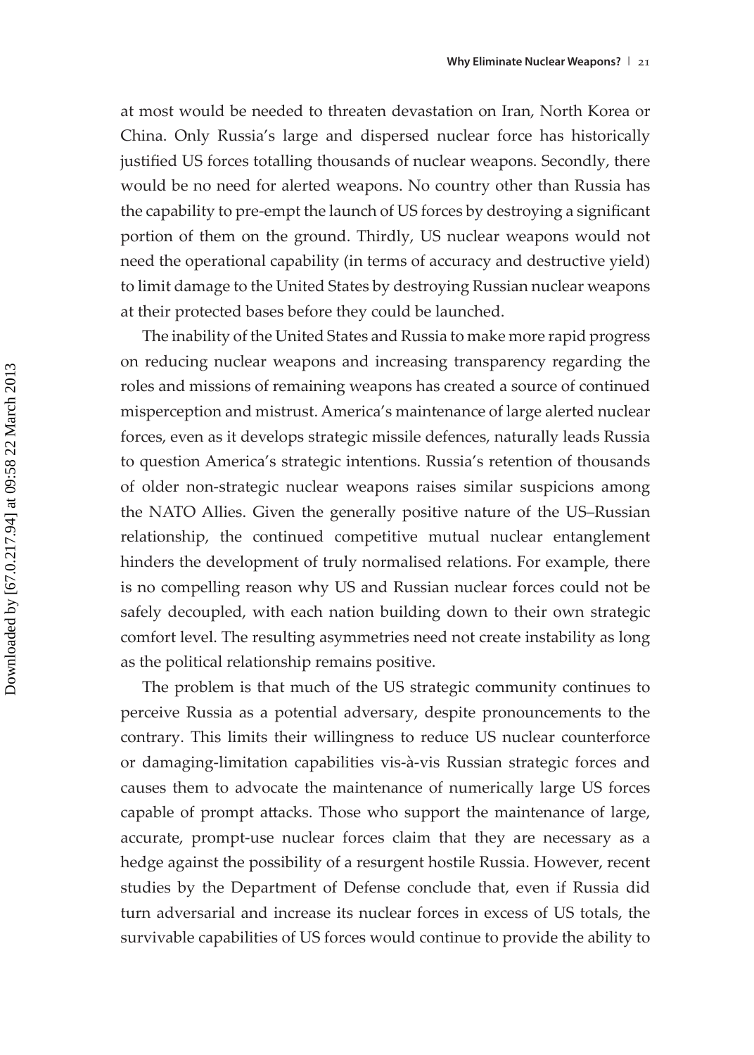at most would be needed to threaten devastation on Iran, North Korea or China. Only Russia's large and dispersed nuclear force has historically justified US forces totalling thousands of nuclear weapons. Secondly, there would be no need for alerted weapons. No country other than Russia has the capability to pre-empt the launch of US forces by destroying a significant portion of them on the ground. Thirdly, US nuclear weapons would not need the operational capability (in terms of accuracy and destructive yield) to limit damage to the United States by destroying Russian nuclear weapons at their protected bases before they could be launched.

The inability of the United States and Russia to make more rapid progress on reducing nuclear weapons and increasing transparency regarding the roles and missions of remaining weapons has created a source of continued misperception and mistrust. America's maintenance of large alerted nuclear forces, even as it develops strategic missile defences, naturally leads Russia to question America's strategic intentions. Russia's retention of thousands of older non-strategic nuclear weapons raises similar suspicions among the NATO Allies. Given the generally positive nature of the US–Russian relationship, the continued competitive mutual nuclear entanglement hinders the development of truly normalised relations. For example, there is no compelling reason why US and Russian nuclear forces could not be safely decoupled, with each nation building down to their own strategic comfort level. The resulting asymmetries need not create instability as long as the political relationship remains positive.

The problem is that much of the US strategic community continues to perceive Russia as a potential adversary, despite pronouncements to the contrary. This limits their willingness to reduce US nuclear counterforce or damaging-limitation capabilities vis-à-vis Russian strategic forces and causes them to advocate the maintenance of numerically large US forces capable of prompt attacks. Those who support the maintenance of large, accurate, prompt-use nuclear forces claim that they are necessary as a hedge against the possibility of a resurgent hostile Russia. However, recent studies by the Department of Defense conclude that, even if Russia did turn adversarial and increase its nuclear forces in excess of US totals, the survivable capabilities of US forces would continue to provide the ability to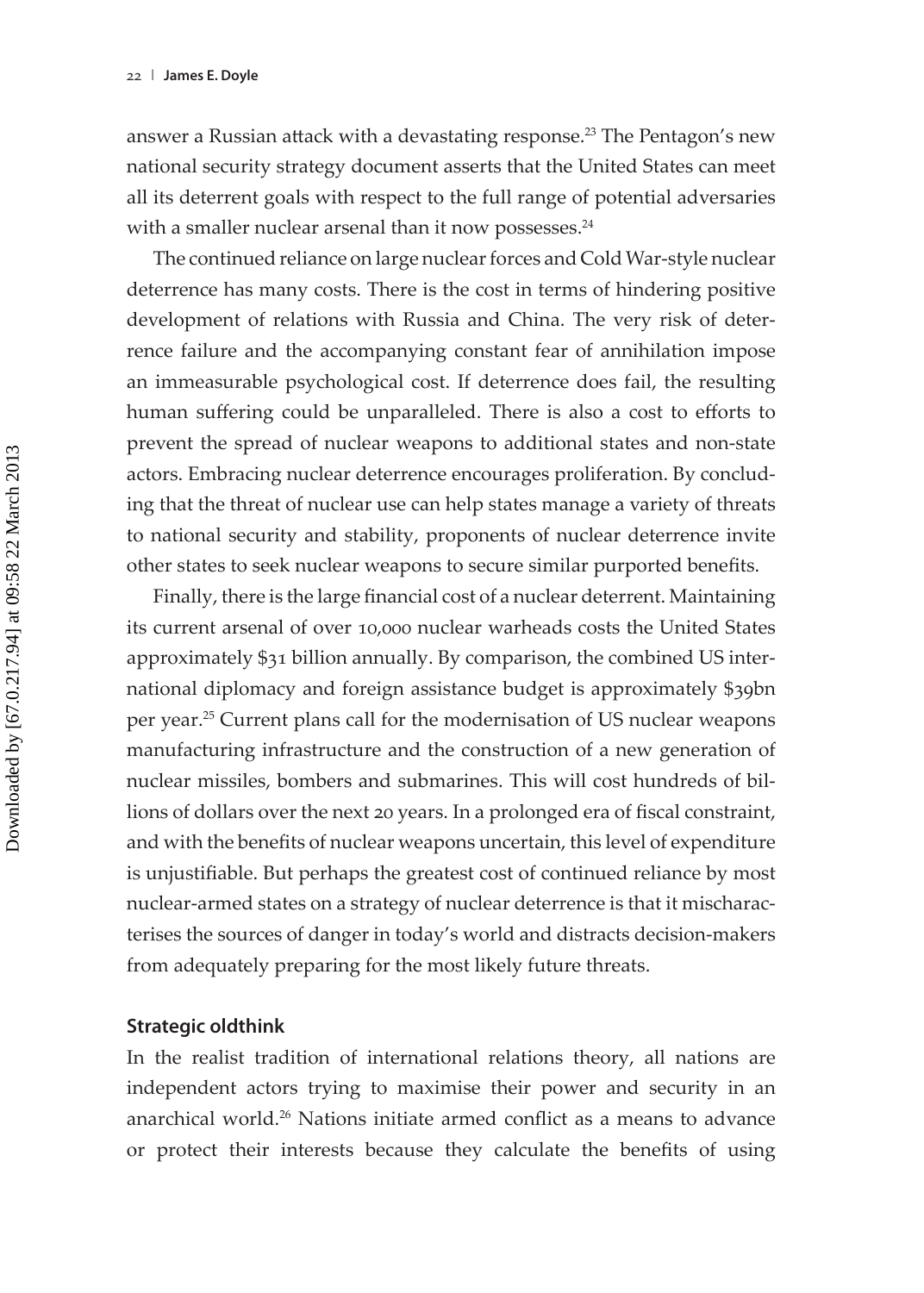answer a Russian attack with a devastating response.[23] The Pentagon's new national security strategy document asserts that the United States can meet all its deterrent goals with respect to the full range of potential adversaries with a smaller nuclear arsenal than it now possesses.[24]

The continued reliance on large nuclear forces and Cold War-style nuclear deterrence has many costs. There is the cost in terms of hindering positive development of relations with Russia and China. The very risk of deterrence failure and the accompanying constant fear of annihilation impose an immeasurable psychological cost. If deterrence does fail, the resulting human suffering could be unparalleled. There is also a cost to efforts to prevent the spread of nuclear weapons to additional states and non-state actors. Embracing nuclear deterrence encourages proliferation. By concluding that the threat of nuclear use can help states manage a variety of threats to national security and stability, proponents of nuclear deterrence invite other states to seek nuclear weapons to secure similar purported benefits.

Finally, there is the large financial cost of a nuclear deterrent. Maintaining its current arsenal of over 10,000 nuclear warheads costs the United States approximately $31 billion annually. By comparison, the combined US international diplomacy and foreign assistance budget is approximately $39bn per year.[25] Current plans call for the modernisation of US nuclear weapons manufacturing infrastructure and the construction of a new generation of nuclear missiles, bombers and submarines. This will cost hundreds of billions of dollars over the next 20 years. In a prolonged era of fiscal constraint, and with the benefits of nuclear weapons uncertain, this level of expenditure is unjustifiable. But perhaps the greatest cost of continued reliance by most nuclear-armed states on a strategy of nuclear deterrence is that it mischaracterises the sources of danger in today's world and distracts decision-makers from adequately preparing for the most likely future threats.

### Strategic oldthink

In the realist tradition of international relations theory, all nations are independent actors trying to maximise their power and security in an anarchical world.[26] Nations initiate armed conflict as a means to advance or protect their interests because they calculate the benefits of using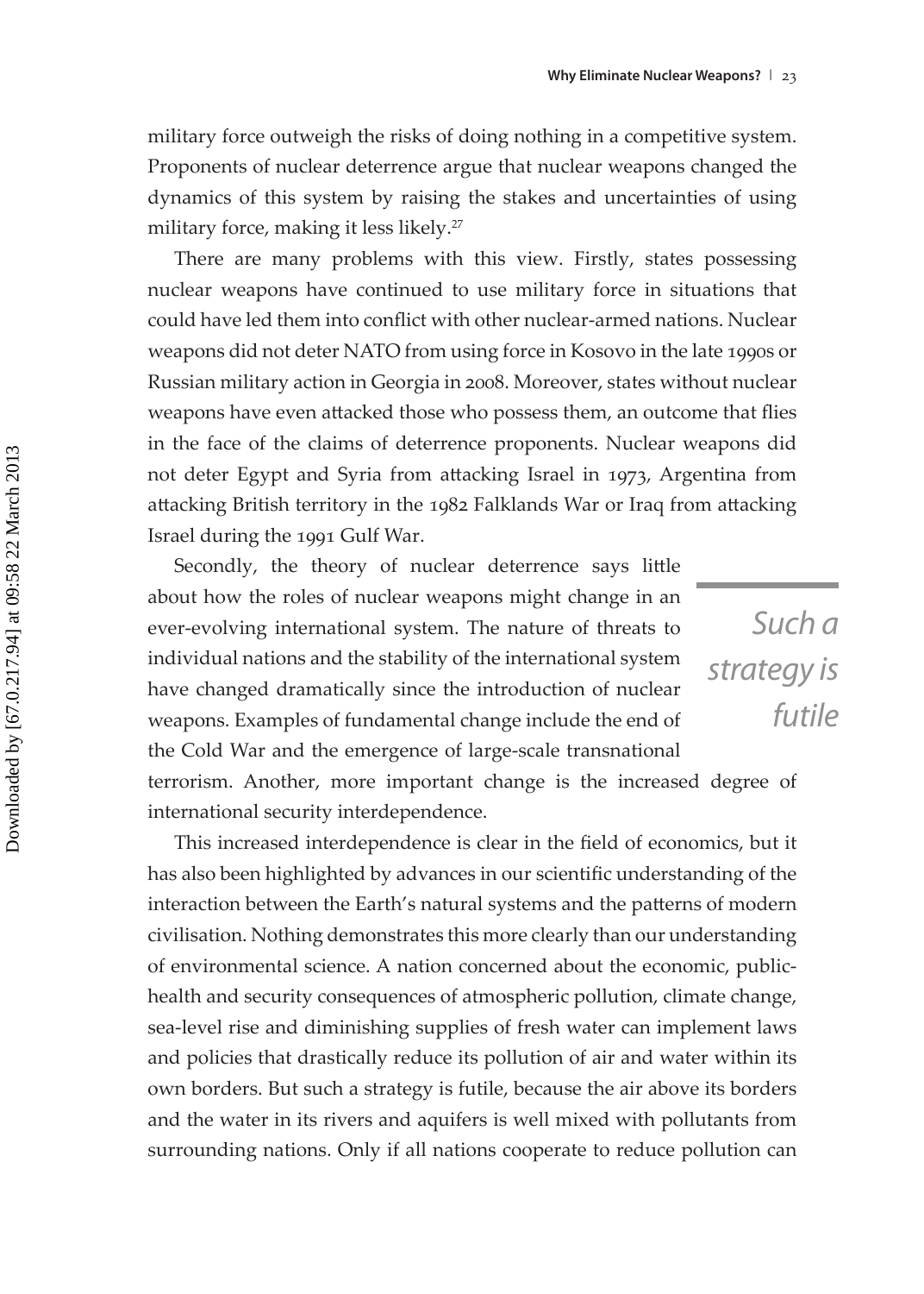military force outweigh the risks of doing nothing in a competitive system. Proponents of nuclear deterrence argue that nuclear weapons changed the dynamics of this system by raising the stakes and uncertainties of using military force, making it less likely.[27]

There are many problems with this view. Firstly, states possessing nuclear weapons have continued to use military force in situations that could have led them into conflict with other nuclear-armed nations. Nuclear weapons did not deter NATO from using force in Kosovo in the late 1990s or Russian military action in Georgia in 2008. Moreover, states without nuclear weapons have even attacked those who possess them, an outcome that flies in the face of the claims of deterrence proponents. Nuclear weapons did not deter Egypt and Syria from attacking Israel in 1973, Argentina from attacking British territory in the 1982 Falklands War or Iraq from attacking Israel during the 1991 Gulf War.

Secondly, the theory of nuclear deterrence says little about how the roles of nuclear weapons might change in an ever-evolving international system. The nature of threats to individual nations and the stability of the international system have changed dramatically since the introduction of nuclear weapons. Examples of fundamental change include the end of the Cold War and the emergence of large-scale transnational terrorism. Another, more important change is the increased degree of international security interdependence.

This increased interdependence is clear in the field of economics, but it has also been highlighted by advances in our scientific understanding of the interaction between the Earth's natural systems and the patterns of modern civilisation. Nothing demonstrates this more clearly than our understanding of environmental science. A nation concerned about the economic, public-health and security consequences of atmospheric pollution, climate change, sea-level rise and diminishing supplies of fresh water can implement laws and policies that drastically reduce its pollution of air and water within its own borders. But such a strategy is futile, because the air above its borders and the water in its rivers and aquifers is well mixed with pollutants from surrounding nations. Only if all nations cooperate to reduce pollution can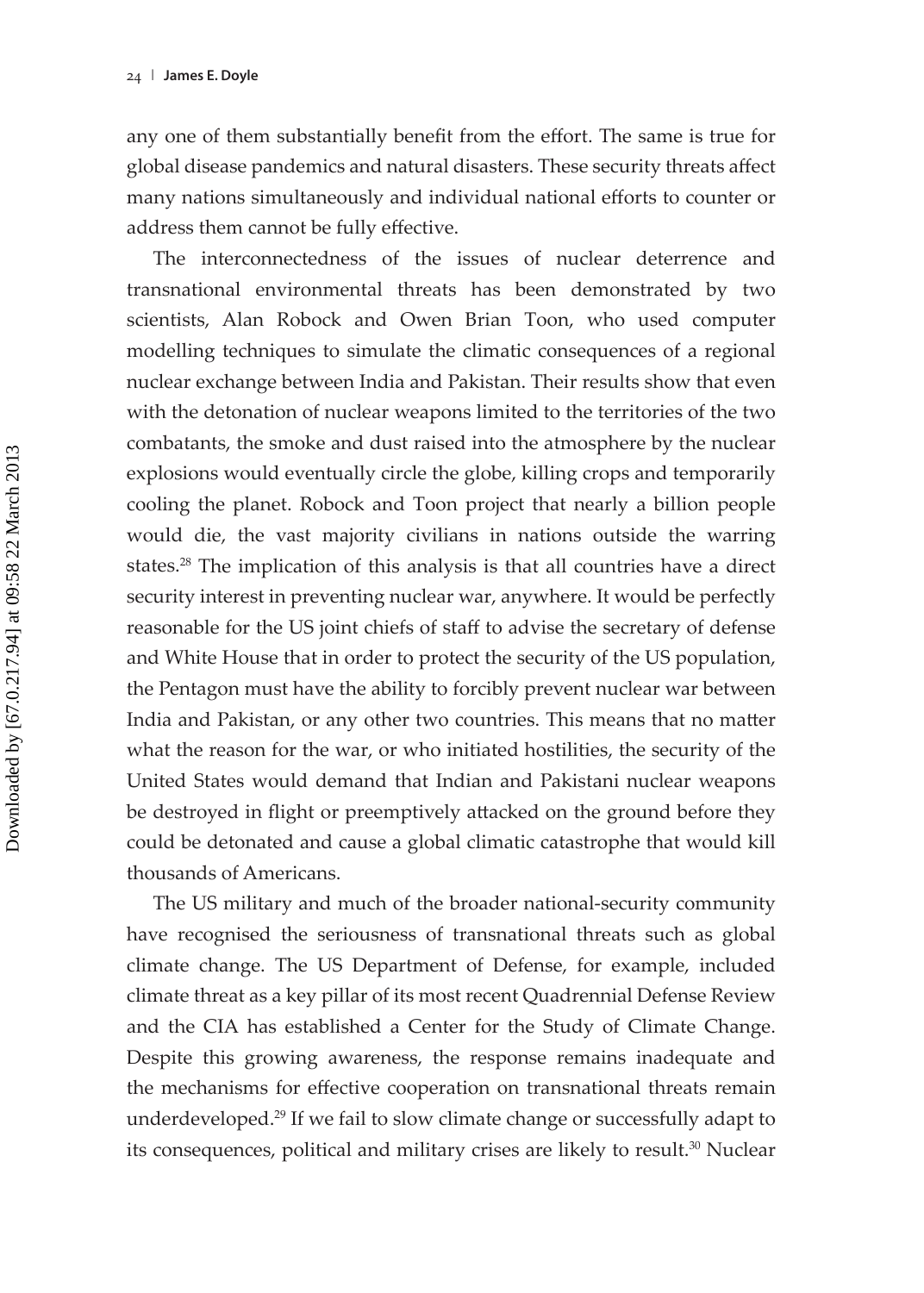any one of them substantially benefit from the effort. The same is true for global disease pandemics and natural disasters. These security threats affect many nations simultaneously and individual national efforts to counter or address them cannot be fully effective.

The interconnectedness of the issues of nuclear deterrence and transnational environmental threats has been demonstrated by two scientists, Alan Robock and Owen Brian Toon, who used computer modelling techniques to simulate the climatic consequences of a regional nuclear exchange between India and Pakistan. Their results show that even with the detonation of nuclear weapons limited to the territories of the two combatants, the smoke and dust raised into the atmosphere by the nuclear explosions would eventually circle the globe, killing crops and temporarily cooling the planet. Robock and Toon project that nearly a billion people would die, the vast majority civilians in nations outside the warring states.[28] The implication of this analysis is that all countries have a direct security interest in preventing nuclear war, anywhere. It would be perfectly reasonable for the US joint chiefs of staff to advise the secretary of defense and White House that in order to protect the security of the US population, the Pentagon must have the ability to forcibly prevent nuclear war between India and Pakistan, or any other two countries. This means that no matter what the reason for the war, or who initiated hostilities, the security of the United States would demand that Indian and Pakistani nuclear weapons be destroyed in flight or preemptively attacked on the ground before they could be detonated and cause a global climatic catastrophe that would kill thousands of Americans.

The US military and much of the broader national-security community have recognised the seriousness of transnational threats such as global climate change. The US Department of Defense, for example, included climate threat as a key pillar of its most recent Quadrennial Defense Review and the CIA has established a Center for the Study of Climate Change. Despite this growing awareness, the response remains inadequate and the mechanisms for effective cooperation on transnational threats remain underdeveloped.[29] If we fail to slow climate change or successfully adapt to its consequences, political and military crises are likely to result.[30] Nuclear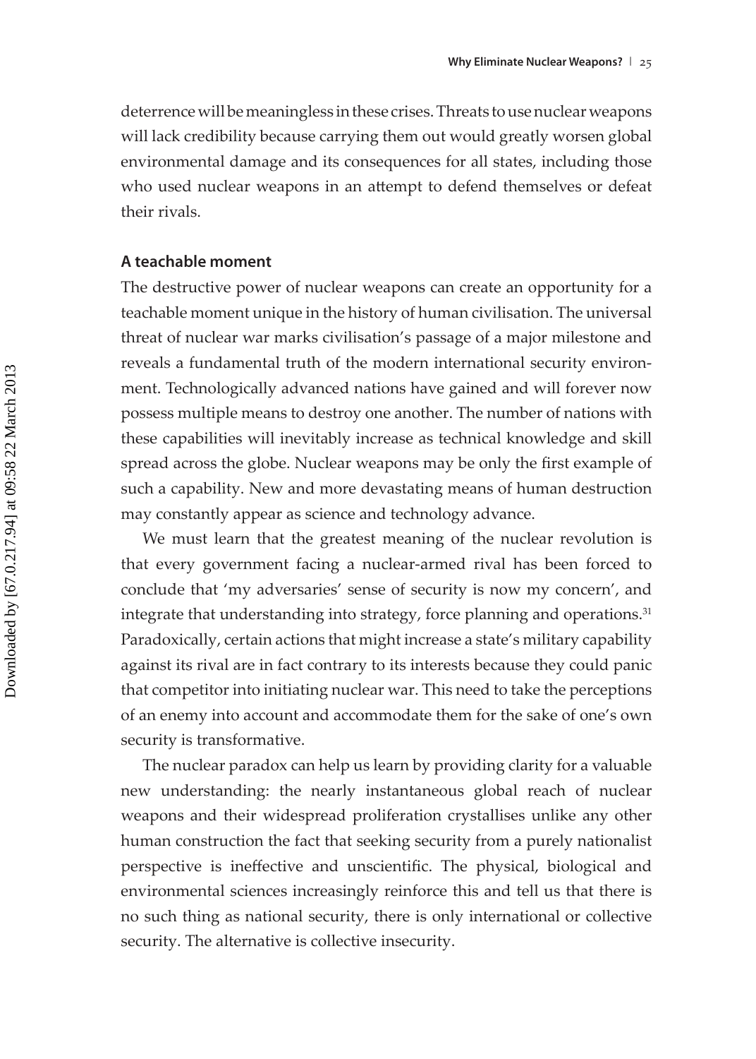deterrence will be meaningless in these crises. Threats to use nuclear weapons will lack credibility because carrying them out would greatly worsen global environmental damage and its consequences for all states, including those who used nuclear weapons in an attempt to defend themselves or defeat their rivals.

### A teachable moment

The destructive power of nuclear weapons can create an opportunity for a teachable moment unique in the history of human civilisation. The universal threat of nuclear war marks civilisation's passage of a major milestone and reveals a fundamental truth of the modern international security environment. Technologically advanced nations have gained and will forever now possess multiple means to destroy one another. The number of nations with these capabilities will inevitably increase as technical knowledge and skill spread across the globe. Nuclear weapons may be only the first example of such a capability. New and more devastating means of human destruction may constantly appear as science and technology advance.

We must learn that the greatest meaning of the nuclear revolution is that every government facing a nuclear-armed rival has been forced to conclude that 'my adversaries' sense of security is now my concern', and integrate that understanding into strategy, force planning and operations.[31] Paradoxically, certain actions that might increase a state's military capability against its rival are in fact contrary to its interests because they could panic that competitor into initiating nuclear war. This need to take the perceptions of an enemy into account and accommodate them for the sake of one's own security is transformative.

The nuclear paradox can help us learn by providing clarity for a valuable new understanding: the nearly instantaneous global reach of nuclear weapons and their widespread proliferation crystallises unlike any other human construction the fact that seeking security from a purely nationalist perspective is ineffective and unscientific. The physical, biological and environmental sciences increasingly reinforce this and tell us that there is no such thing as national security, there is only international or collective security. The alternative is collective insecurity.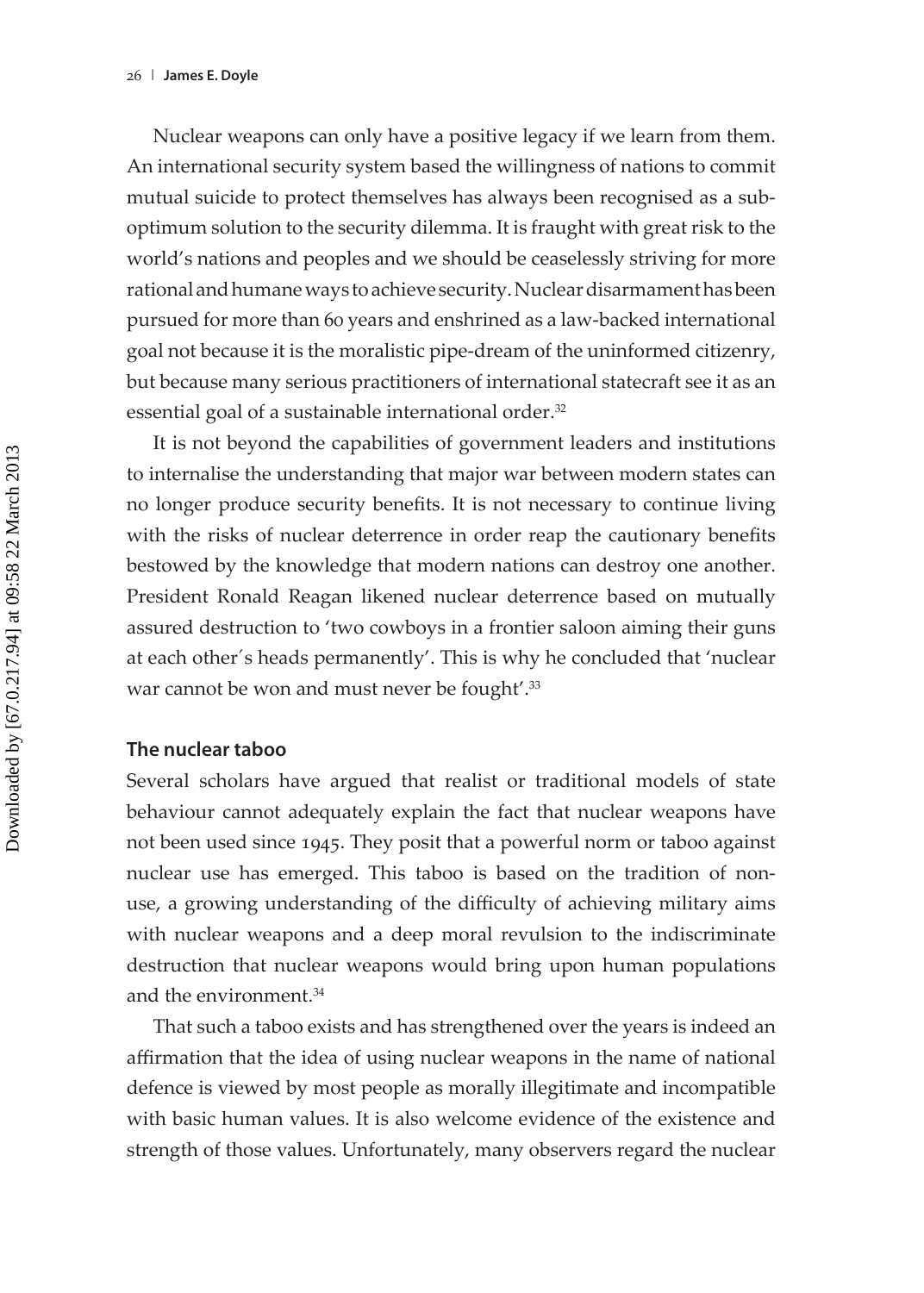Nuclear weapons can only have a positive legacy if we learn from them. An international security system based the willingness of nations to commit mutual suicide to protect themselves has always been recognised as a sub-optimum solution to the security dilemma. It is fraught with great risk to the world's nations and peoples and we should be ceaselessly striving for more rational and humane ways to achieve security. Nuclear disarmament has been pursued for more than 60 years and enshrined as a law-backed international goal not because it is the moralistic pipe-dream of the uninformed citizenry, but because many serious practitioners of international statecraft see it as an essential goal of a sustainable international order.[32]

It is not beyond the capabilities of government leaders and institutions to internalise the understanding that major war between modern states can no longer produce security benefits. It is not necessary to continue living with the risks of nuclear deterrence in order reap the cautionary benefits bestowed by the knowledge that modern nations can destroy one another. President Ronald Reagan likened nuclear deterrence based on mutually assured destruction to 'two cowboys in a frontier saloon aiming their guns at each other´s heads permanently'. This is why he concluded that 'nuclear war cannot be won and must never be fought'.[33]

### The nuclear taboo

Several scholars have argued that realist or traditional models of state behaviour cannot adequately explain the fact that nuclear weapons have not been used since 1945. They posit that a powerful norm or taboo against nuclear use has emerged. This taboo is based on the tradition of non-use, a growing understanding of the difficulty of achieving military aims with nuclear weapons and a deep moral revulsion to the indiscriminate destruction that nuclear weapons would bring upon human populations and the environment.[34]

That such a taboo exists and has strengthened over the years is indeed an affirmation that the idea of using nuclear weapons in the name of national defence is viewed by most people as morally illegitimate and incompatible with basic human values. It is also welcome evidence of the existence and strength of those values. Unfortunately, many observers regard the nuclear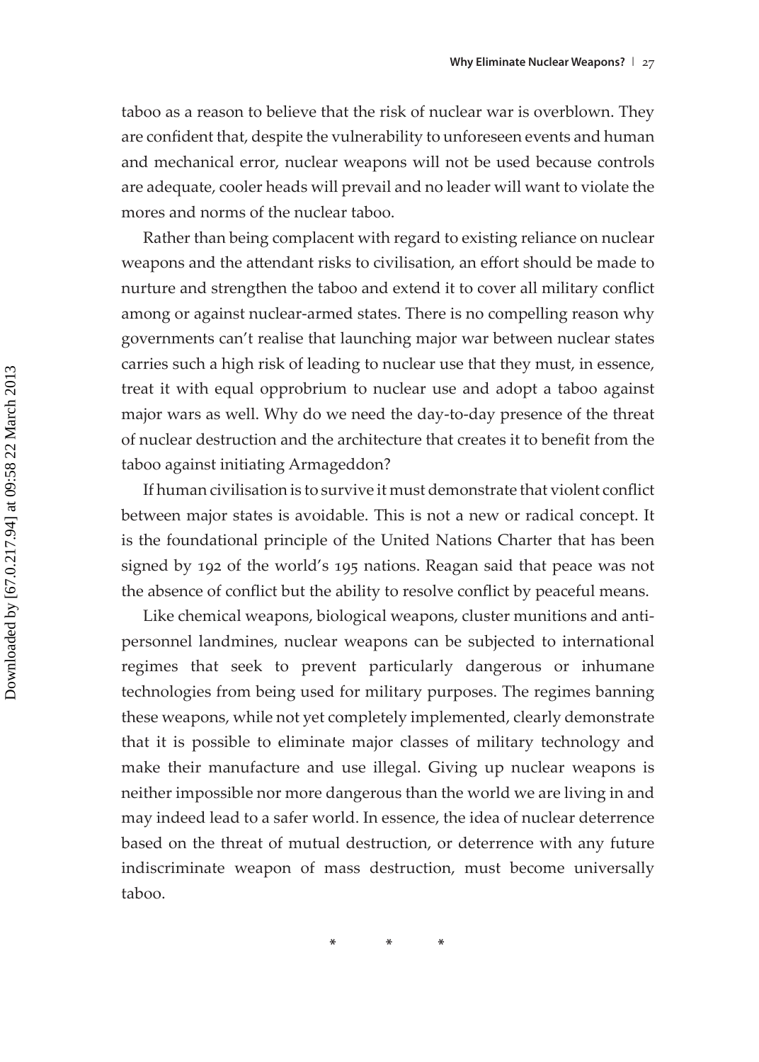taboo as a reason to believe that the risk of nuclear war is overblown. They are confident that, despite the vulnerability to unforeseen events and human and mechanical error, nuclear weapons will not be used because controls are adequate, cooler heads will prevail and no leader will want to violate the mores and norms of the nuclear taboo.

Rather than being complacent with regard to existing reliance on nuclear weapons and the attendant risks to civilisation, an effort should be made to nurture and strengthen the taboo and extend it to cover all military conflict among or against nuclear-armed states. There is no compelling reason why governments can't realise that launching major war between nuclear states carries such a high risk of leading to nuclear use that they must, in essence, treat it with equal opprobrium to nuclear use and adopt a taboo against major wars as well. Why do we need the day-to-day presence of the threat of nuclear destruction and the architecture that creates it to benefit from the taboo against initiating Armageddon?

If human civilisation is to survive it must demonstrate that violent conflict between major states is avoidable. This is not a new or radical concept. It is the foundational principle of the United Nations Charter that has been signed by 192 of the world's 195 nations. Reagan said that peace was not the absence of conflict but the ability to resolve conflict by peaceful means.

Like chemical weapons, biological weapons, cluster munitions and anti-personnel landmines, nuclear weapons can be subjected to international regimes that seek to prevent particularly dangerous or inhumane technologies from being used for military purposes. The regimes banning these weapons, while not yet completely implemented, clearly demonstrate that it is possible to eliminate major classes of military technology and make their manufacture and use illegal. Giving up nuclear weapons is neither impossible nor more dangerous than the world we are living in and may indeed lead to a safer world. In essence, the idea of nuclear deterrence based on the threat of mutual destruction, or deterrence with any future indiscriminate weapon of mass destruction, must become universally taboo.

\* \* \*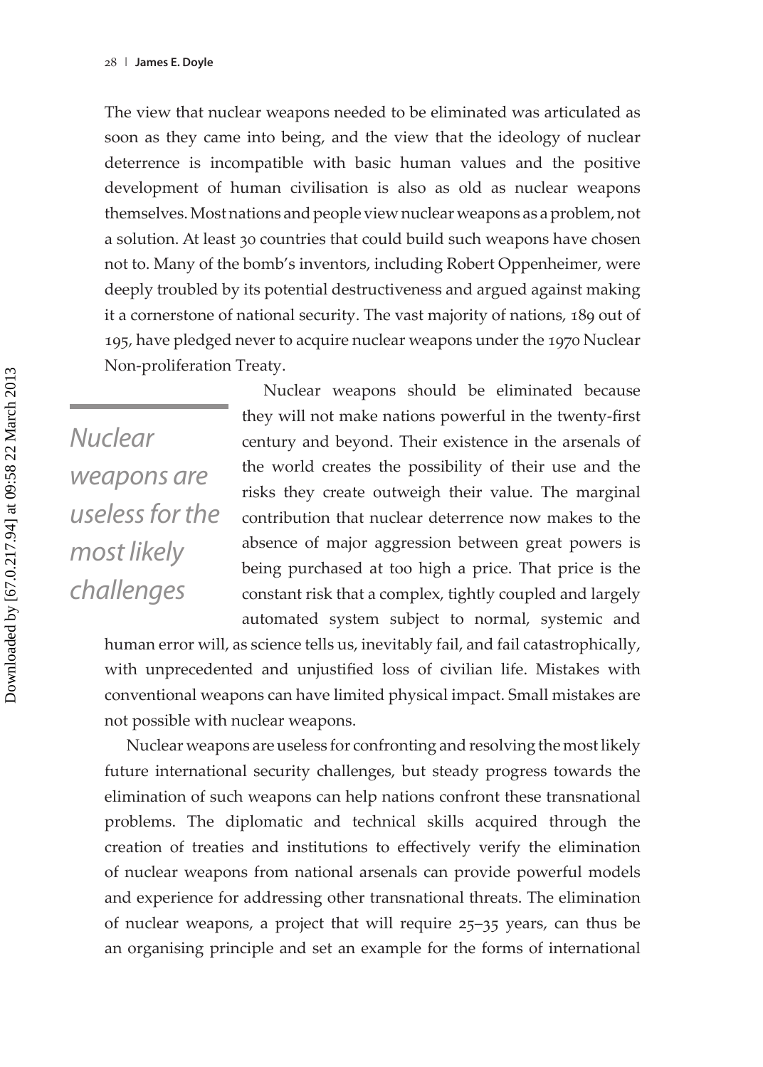The view that nuclear weapons needed to be eliminated was articulated as soon as they came into being, and the view that the ideology of nuclear deterrence is incompatible with basic human values and the positive development of human civilisation is also as old as nuclear weapons themselves. Most nations and people view nuclear weapons as a problem, not a solution. At least 30 countries that could build such weapons have chosen not to. Many of the bomb's inventors, including Robert Oppenheimer, were deeply troubled by its potential destructiveness and argued against making it a cornerstone of national security. The vast majority of nations, 189 out of 195, have pledged never to acquire nuclear weapons under the 1970 Nuclear Non-proliferation Treaty.

*Nuclear weapons are useless for the most likely challenges*

Nuclear weapons should be eliminated because they will not make nations powerful in the twenty-first century and beyond. Their existence in the arsenals of the world creates the possibility of their use and the risks they create outweigh their value. The marginal contribution that nuclear deterrence now makes to the absence of major aggression between great powers is being purchased at too high a price. That price is the constant risk that a complex, tightly coupled and largely automated system subject to normal, systemic and human error will, as science tells us, inevitably fail, and fail catastrophically, with unprecedented and unjustified loss of civilian life. Mistakes with conventional weapons can have limited physical impact. Small mistakes are not possible with nuclear weapons.

Nuclear weapons are useless for confronting and resolving the most likely future international security challenges, but steady progress towards the elimination of such weapons can help nations confront these transnational problems. The diplomatic and technical skills acquired through the creation of treaties and institutions to effectively verify the elimination of nuclear weapons from national arsenals can provide powerful models and experience for addressing other transnational threats. The elimination of nuclear weapons, a project that will require 25–35 years, can thus be an organising principle and set an example for the forms of international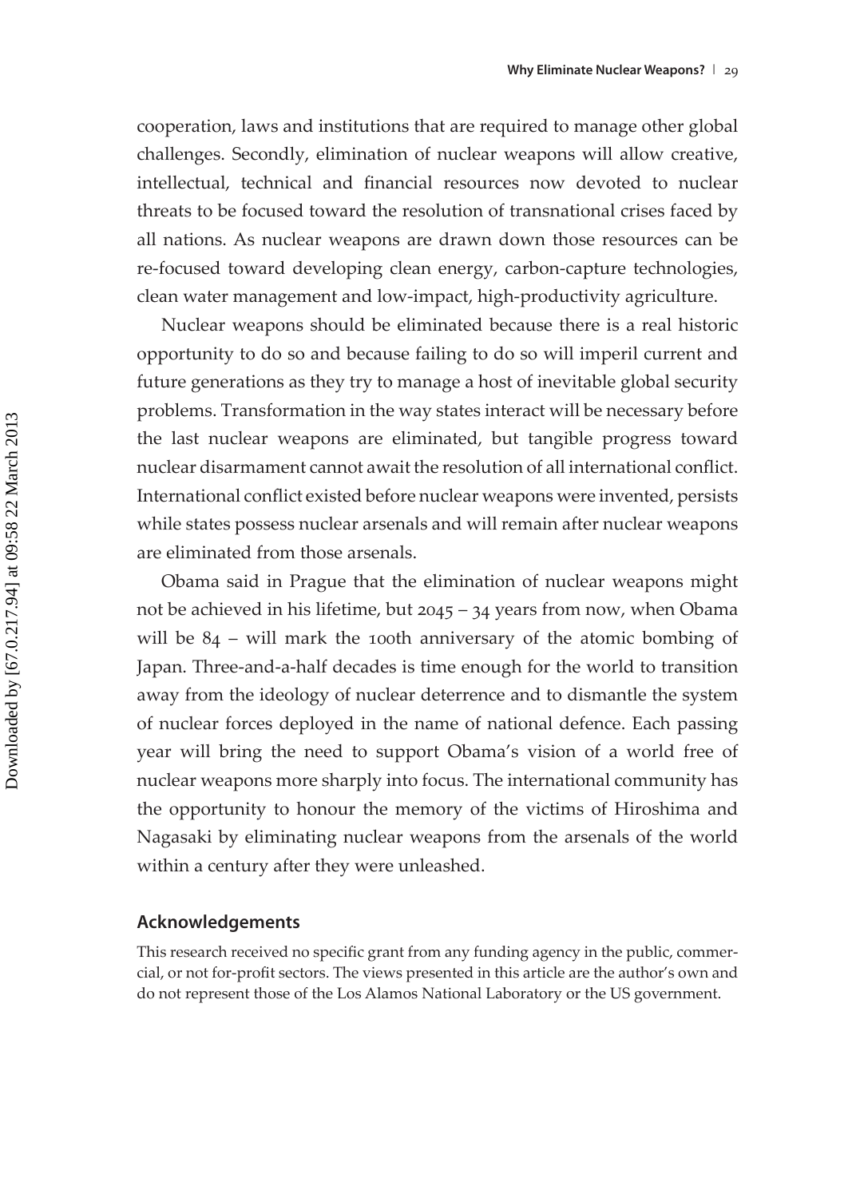cooperation, laws and institutions that are required to manage other global challenges. Secondly, elimination of nuclear weapons will allow creative, intellectual, technical and financial resources now devoted to nuclear threats to be focused toward the resolution of transnational crises faced by all nations. As nuclear weapons are drawn down those resources can be re-focused toward developing clean energy, carbon-capture technologies, clean water management and low-impact, high-productivity agriculture.

Nuclear weapons should be eliminated because there is a real historic opportunity to do so and because failing to do so will imperil current and future generations as they try to manage a host of inevitable global security problems. Transformation in the way states interact will be necessary before the last nuclear weapons are eliminated, but tangible progress toward nuclear disarmament cannot await the resolution of all international conflict. International conflict existed before nuclear weapons were invented, persists while states possess nuclear arsenals and will remain after nuclear weapons are eliminated from those arsenals.

Obama said in Prague that the elimination of nuclear weapons might not be achieved in his lifetime, but 2045 – 34 years from now, when Obama will be 84 – will mark the 100th anniversary of the atomic bombing of Japan. Three-and-a-half decades is time enough for the world to transition away from the ideology of nuclear deterrence and to dismantle the system of nuclear forces deployed in the name of national defence. Each passing year will bring the need to support Obama's vision of a world free of nuclear weapons more sharply into focus. The international community has the opportunity to honour the memory of the victims of Hiroshima and Nagasaki by eliminating nuclear weapons from the arsenals of the world within a century after they were unleashed.

## Acknowledgements

This research received no specific grant from any funding agency in the public, commercial, or not for-profit sectors. The views presented in this article are the author's own and do not represent those of the Los Alamos National Laboratory or the US government.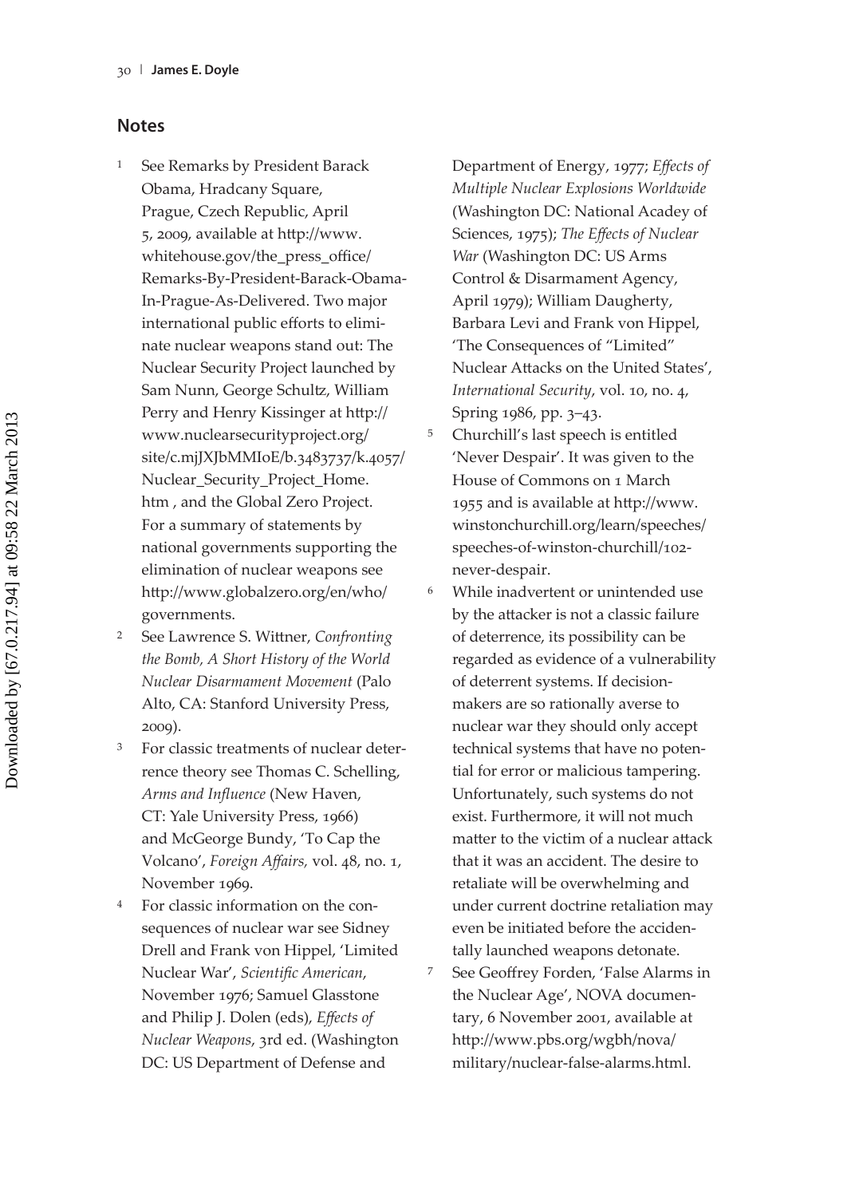## Notes

1. See Remarks by President Barack Obama, Hradcany Square, Prague, Czech Republic, April 5, 2009, available at http://www.whitehouse.gov/the_press_office/Remarks-By-President-Barack-Obama-In-Prague-As-Delivered. Two major international public efforts to eliminate nuclear weapons stand out: The Nuclear Security Project launched by Sam Nunn, George Schultz, William Perry and Henry Kissinger at http://www.nuclearsecurityproject.org/site/c.mjJXJbMMIoE/b.3483737/k.4057/Nuclear_Security_Project_Home.htm , and the Global Zero Project. For a summary of statements by national governments supporting the elimination of nuclear weapons see http://www.globalzero.org/en/who/governments.
2. See Lawrence S. Wittner, *Confronting the Bomb, A Short History of the World Nuclear Disarmament Movement* (Palo Alto, CA: Stanford University Press, 2009).
3. For classic treatments of nuclear deterrence theory see Thomas C. Schelling, *Arms and Influence* (New Haven, CT: Yale University Press, 1966) and McGeorge Bundy, 'To Cap the Volcano', *Foreign Affairs,* vol. 48, no. 1, November 1969.
4. For classic information on the consequences of nuclear war see Sidney Drell and Frank von Hippel, 'Limited Nuclear War', *Scientific American*, November 1976; Samuel Glasstone and Philip J. Dolen (eds), *Effects of Nuclear Weapons*, 3rd ed. (Washington DC: US Department of Defense and Department of Energy, 1977; *Effects of Multiple Nuclear Explosions Worldwide* (Washington DC: National Acadey of Sciences, 1975); *The Effects of Nuclear War* (Washington DC: US Arms Control & Disarmament Agency, April 1979); William Daugherty, Barbara Levi and Frank von Hippel, 'The Consequences of "Limited" Nuclear Attacks on the United States', *International Security*, vol. 10, no. 4, Spring 1986, pp. 3–43.
5. Churchill's last speech is entitled 'Never Despair'. It was given to the House of Commons on 1 March 1955 and is available at http://www.winstonchurchill.org/learn/speeches/speeches-of-winston-churchill/102-never-despair.
6. While inadvertent or unintended use by the attacker is not a classic failure of deterrence, its possibility can be regarded as evidence of a vulnerability of deterrent systems. If decision-makers are so rationally averse to nuclear war they should only accept technical systems that have no potential for error or malicious tampering. Unfortunately, such systems do not exist. Furthermore, it will not much matter to the victim of a nuclear attack that it was an accident. The desire to retaliate will be overwhelming and under current doctrine retaliation may even be initiated before the accidentally launched weapons detonate.
7. See Geoffrey Forden, 'False Alarms in the Nuclear Age', NOVA documentary, 6 November 2001, available at http://www.pbs.org/wgbh/nova/military/nuclear-false-alarms.html.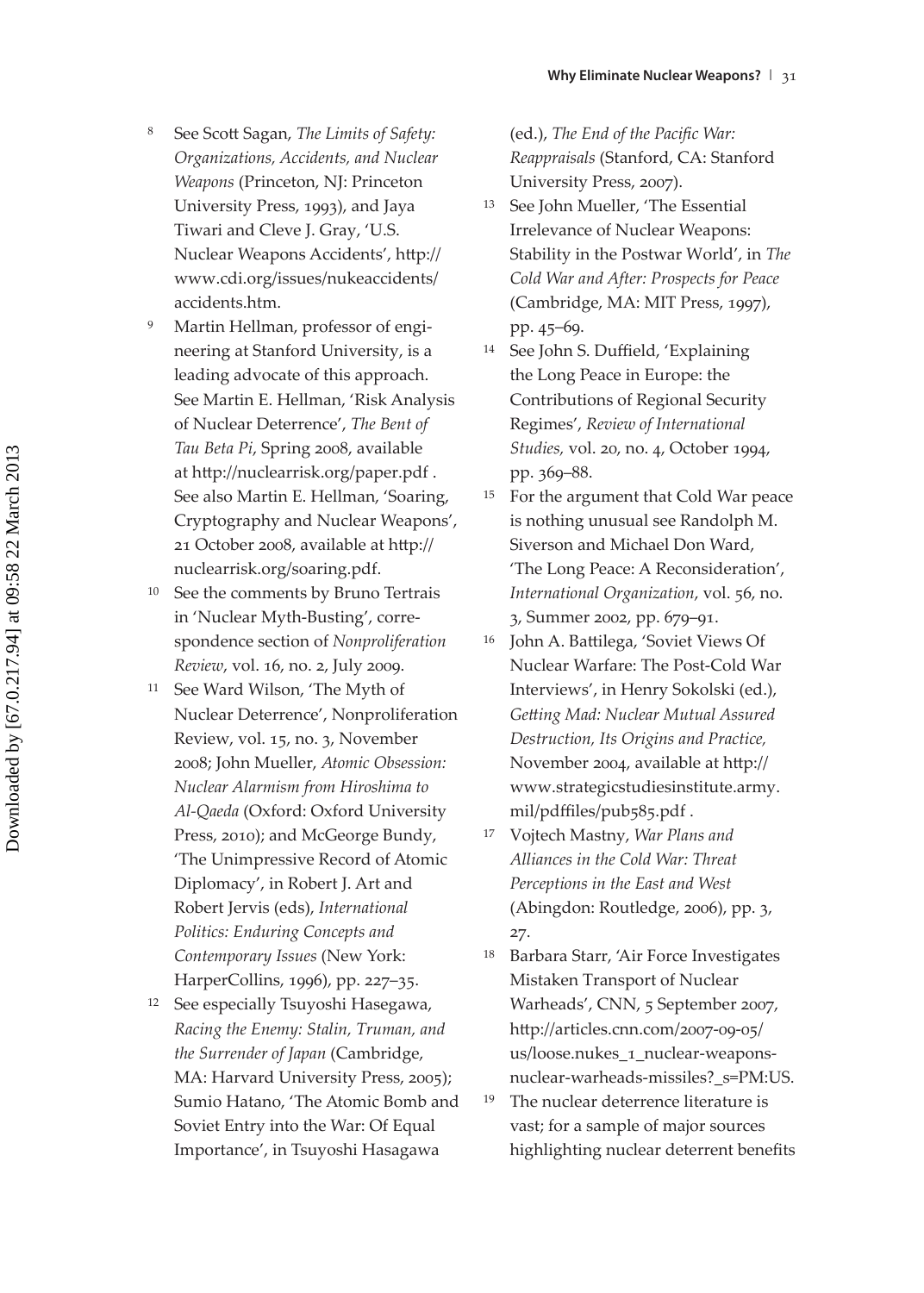8 See Scott Sagan, *The Limits of Safety: Organizations, Accidents, and Nuclear Weapons* (Princeton, NJ: Princeton University Press, 1993), and Jaya Tiwari and Cleve J. Gray, 'U.S. Nuclear Weapons Accidents', http://www.cdi.org/issues/nukeaccidents/accidents.htm.

9 Martin Hellman, professor of engineering at Stanford University, is a leading advocate of this approach. See Martin E. Hellman, 'Risk Analysis of Nuclear Deterrence', *The Bent of Tau Beta Pi*, Spring 2008, available at http://nuclearrisk.org/paper.pdf . See also Martin E. Hellman, 'Soaring, Cryptography and Nuclear Weapons', 21 October 2008, available at http://nuclearrisk.org/soaring.pdf.

10 See the comments by Bruno Tertrais in 'Nuclear Myth-Busting', correspondence section of *Nonproliferation Review*, vol. 16, no. 2, July 2009.

11 See Ward Wilson, 'The Myth of Nuclear Deterrence', Nonproliferation Review, vol. 15, no. 3, November 2008; John Mueller, *Atomic Obsession: Nuclear Alarmism from Hiroshima to Al-Qaeda* (Oxford: Oxford University Press, 2010); and McGeorge Bundy, 'The Unimpressive Record of Atomic Diplomacy', in Robert J. Art and Robert Jervis (eds), *International Politics: Enduring Concepts and Contemporary Issues* (New York: HarperCollins, 1996), pp. 227–35.

12 See especially Tsuyoshi Hasegawa, *Racing the Enemy: Stalin, Truman, and the Surrender of Japan* (Cambridge, MA: Harvard University Press, 2005); Sumio Hatano, 'The Atomic Bomb and Soviet Entry into the War: Of Equal Importance', in Tsuyoshi Hasagawa (ed.), *The End of the Pacific War: Reappraisals* (Stanford, CA: Stanford University Press, 2007).

13 See John Mueller, 'The Essential Irrelevance of Nuclear Weapons: Stability in the Postwar World', in *The Cold War and After: Prospects for Peace* (Cambridge, MA: MIT Press, 1997), pp. 45–69.

14 See John S. Duffield, 'Explaining the Long Peace in Europe: the Contributions of Regional Security Regimes', *Review of International Studies,* vol. 20, no. 4, October 1994, pp. 369–88.

15 For the argument that Cold War peace is nothing unusual see Randolph M. Siverson and Michael Don Ward, 'The Long Peace: A Reconsideration', *International Organization*, vol. 56, no. 3, Summer 2002, pp. 679–91.

16 John A. Battilega, 'Soviet Views Of Nuclear Warfare: The Post-Cold War Interviews', in Henry Sokolski (ed.), *Getting Mad: Nuclear Mutual Assured Destruction, Its Origins and Practice,* November 2004, available at http://www.strategicstudiesinstitute.army.mil/pdffiles/pub585.pdf .

17 Vojtech Mastny, *War Plans and Alliances in the Cold War: Threat Perceptions in the East and West* (Abingdon: Routledge, 2006), pp. 3, 27.

18 Barbara Starr, 'Air Force Investigates Mistaken Transport of Nuclear Warheads', CNN, 5 September 2007, http://articles.cnn.com/2007-09-05/us/loose.nukes_1_nuclear-weapons-nuclear-warheads-missiles?_s=PM:US.

19 The nuclear deterrence literature is vast; for a sample of major sources highlighting nuclear deterrent benefits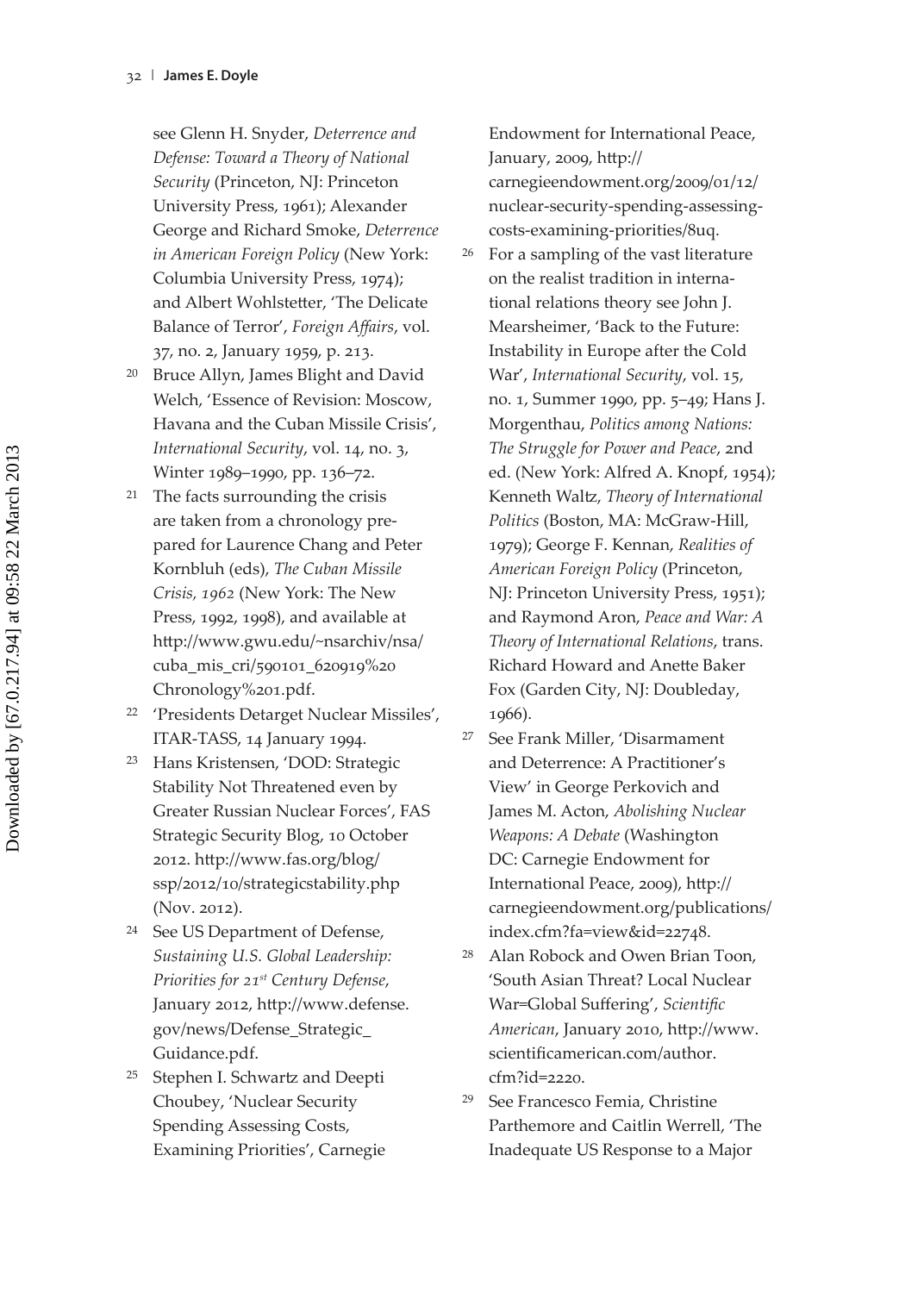see Glenn H. Snyder, *Deterrence and Defense: Toward a Theory of National Security* (Princeton, NJ: Princeton University Press, 1961); Alexander George and Richard Smoke, *Deterrence in American Foreign Policy* (New York: Columbia University Press, 1974); and Albert Wohlstetter, 'The Delicate Balance of Terror', *Foreign Affairs*, vol. 37, no. 2, January 1959, p. 213.

[20] Bruce Allyn, James Blight and David Welch, 'Essence of Revision: Moscow, Havana and the Cuban Missile Crisis', *International Security*, vol. 14, no. 3, Winter 1989–1990, pp. 136–72.

[21] The facts surrounding the crisis are taken from a chronology prepared for Laurence Chang and Peter Kornbluh (eds), *The Cuban Missile Crisis, 1962* (New York: The New Press, 1992, 1998), and available at http://www.gwu.edu/~nsarchiv/nsa/cuba_mis_cri/590101_620919%20Chronology%201.pdf.

[22] 'Presidents Detarget Nuclear Missiles', ITAR-TASS, 14 January 1994.

[23] Hans Kristensen, 'DOD: Strategic Stability Not Threatened even by Greater Russian Nuclear Forces', FAS Strategic Security Blog, 10 October 2012. http://www.fas.org/blog/ssp/2012/10/strategicstability.php (Nov. 2012).

[24] See US Department of Defense, *Sustaining U.S. Global Leadership: Priorities for 21st Century Defense*, January 2012, http://www.defense.gov/news/Defense_Strategic_Guidance.pdf.

[25] Stephen I. Schwartz and Deepti Choubey, 'Nuclear Security Spending Assessing Costs, Examining Priorities', Carnegie Endowment for International Peace, January, 2009, http://carnegieendowment.org/2009/01/12/nuclear-security-spending-assessing-costs-examining-priorities/8uq.

[26] For a sampling of the vast literature on the realist tradition in international relations theory see John J. Mearsheimer, 'Back to the Future: Instability in Europe after the Cold War', *International Security*, vol. 15, no. 1, Summer 1990, pp. 5–49; Hans J. Morgenthau, *Politics among Nations: The Struggle for Power and Peace*, 2nd ed. (New York: Alfred A. Knopf, 1954); Kenneth Waltz, *Theory of International Politics* (Boston, MA: McGraw-Hill, 1979); George F. Kennan, *Realities of American Foreign Policy* (Princeton, NJ: Princeton University Press, 1951); and Raymond Aron, *Peace and War: A Theory of International Relations*, trans. Richard Howard and Anette Baker Fox (Garden City, NJ: Doubleday, 1966).

[27] See Frank Miller, 'Disarmament and Deterrence: A Practitioner's View' in George Perkovich and James M. Acton, *Abolishing Nuclear Weapons: A Debate* (Washington DC: Carnegie Endowment for International Peace, 2009), http://carnegieendowment.org/publications/index.cfm?fa=view&id=22748.

[28] Alan Robock and Owen Brian Toon, 'South Asian Threat? Local Nuclear War=Global Suffering', *Scientific American*, January 2010, http://www.scientificamerican.com/author.cfm?id=2220.

[29] See Francesco Femia, Christine Parthemore and Caitlin Werrell, 'The Inadequate US Response to a Major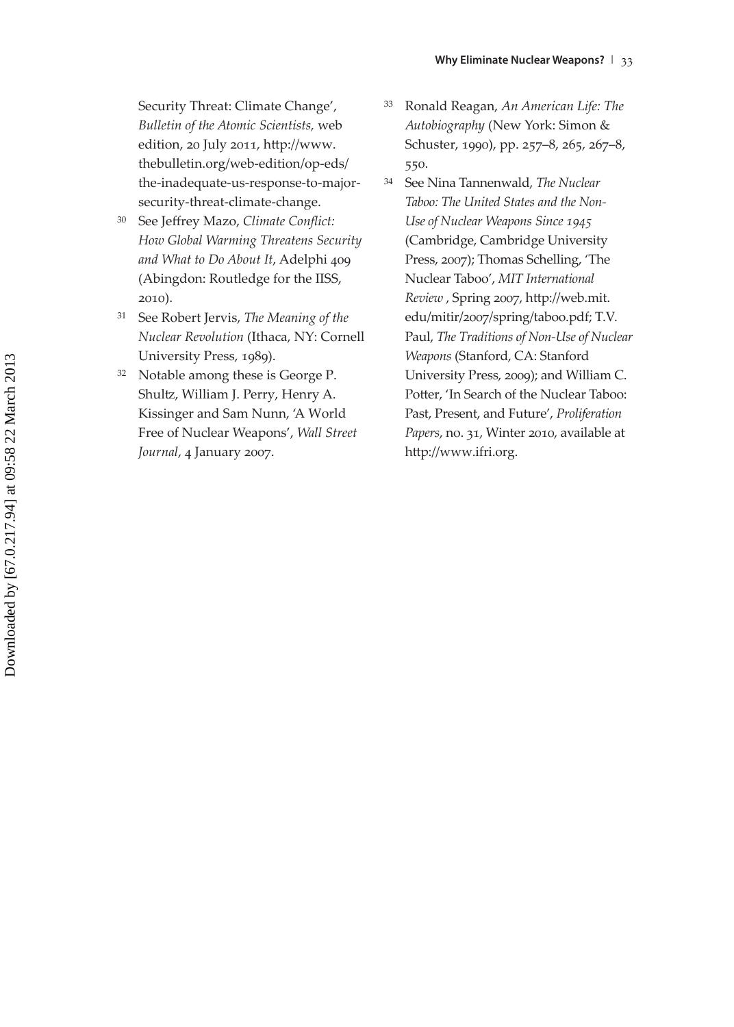Security Threat: Climate Change', *Bulletin of the Atomic Scientists,* web edition, 20 July 2011, http://www.thebulletin.org/web-edition/op-eds/the-inadequate-us-response-to-major-security-threat-climate-change.

30 See Jeffrey Mazo, *Climate Conflict: How Global Warming Threatens Security and What to Do About It*, Adelphi 409 (Abingdon: Routledge for the IISS, 2010).

31 See Robert Jervis, *The Meaning of the Nuclear Revolution* (Ithaca, NY: Cornell University Press, 1989).

32 Notable among these is George P. Shultz, William J. Perry, Henry A. Kissinger and Sam Nunn, 'A World Free of Nuclear Weapons', *Wall Street Journal*, 4 January 2007.

33 Ronald Reagan, *An American Life: The Autobiography* (New York: Simon & Schuster, 1990), pp. 257–8, 265, 267–8, 550.

34 See Nina Tannenwald, *The Nuclear Taboo: The United States and the Non-Use of Nuclear Weapons Since 1945* (Cambridge, Cambridge University Press, 2007); Thomas Schelling, 'The Nuclear Taboo', *MIT International Review* , Spring 2007, http://web.mit.edu/mitir/2007/spring/taboo.pdf; T.V. Paul, *The Traditions of Non-Use of Nuclear Weapons* (Stanford, CA: Stanford University Press, 2009); and William C. Potter, 'In Search of the Nuclear Taboo: Past, Present, and Future', *Proliferation Papers*, no. 31, Winter 2010, available at http://www.ifri.org.